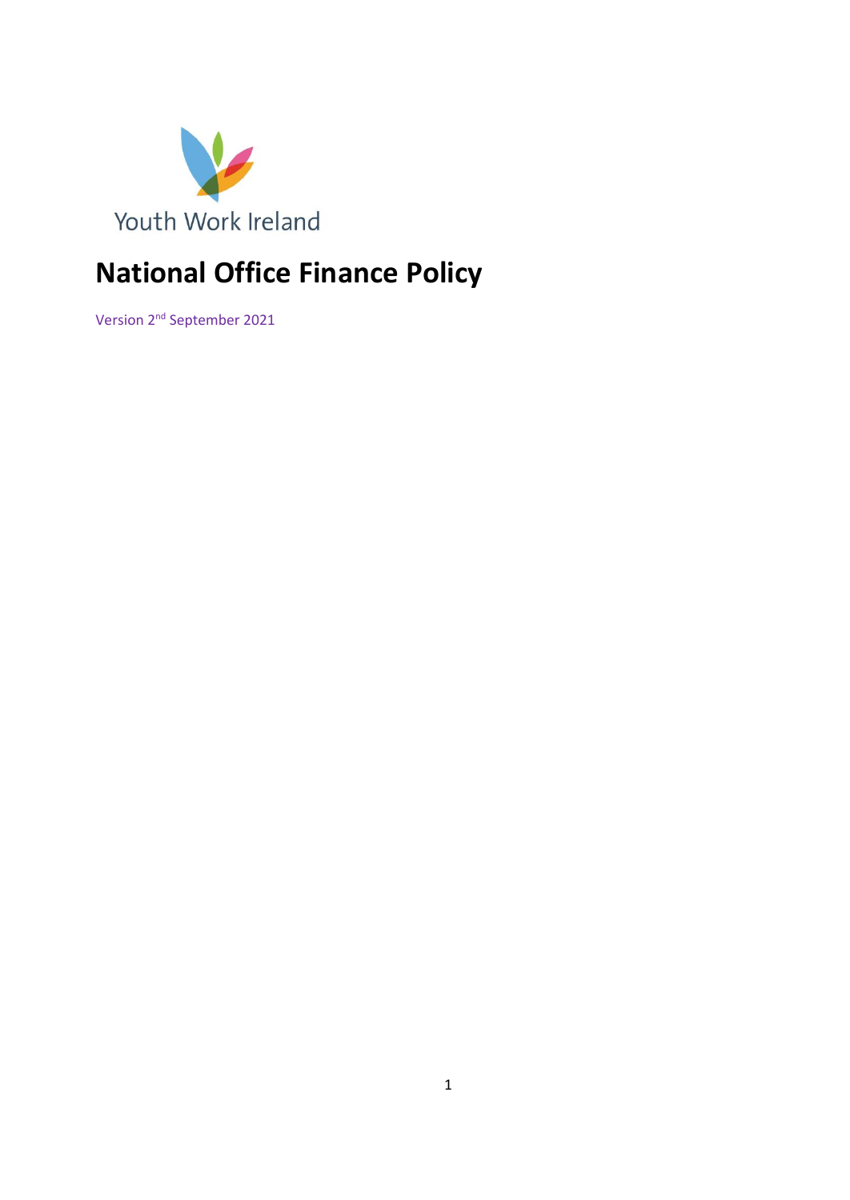Youth Work Ireland

# National Office Finance Policy

Version 2nd September 2021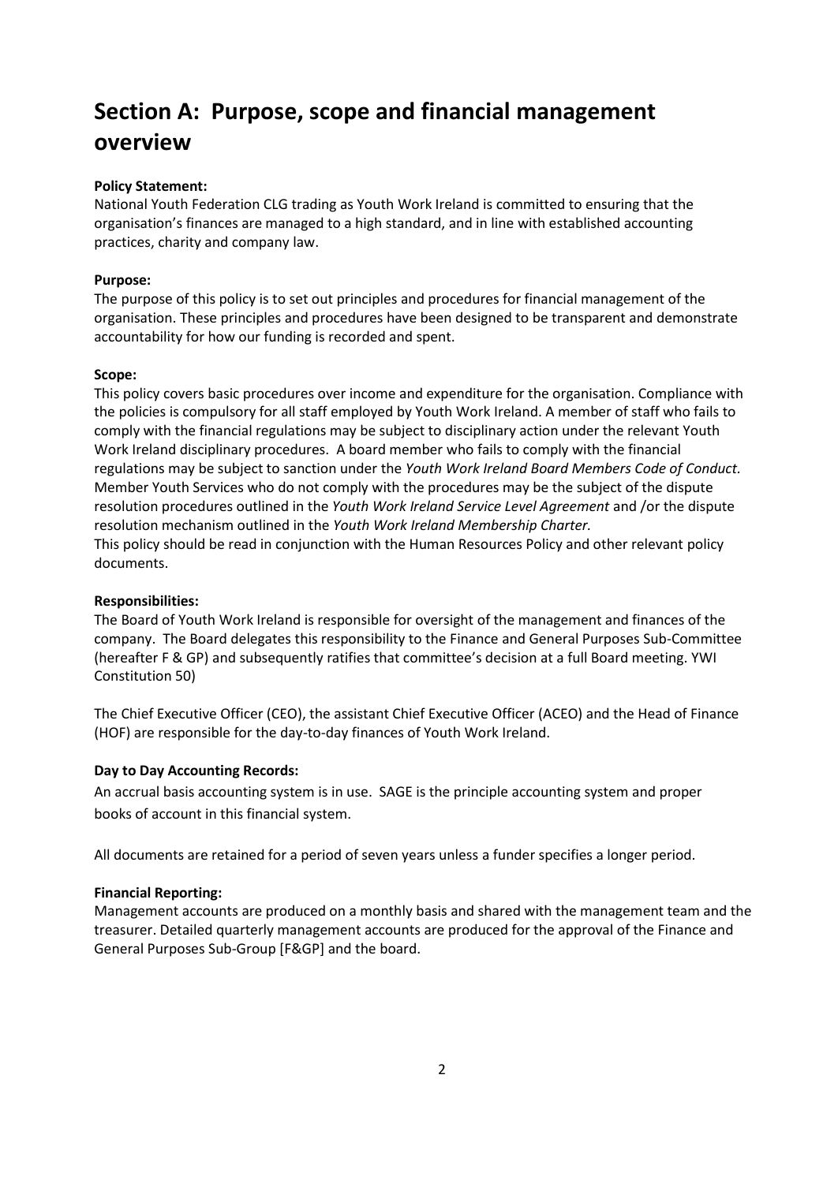# Section A: Purpose, scope and financial management overview

**Policy Statement:**

National Youth Federation CLG trading as Youth Work Ireland is committed to ensuring that the organisation's finances are managed to a high standard, and in line with established accounting practices, charity and company law.

**Purpose:**

The purpose of this policy is to set out principles and procedures for financial management of the organisation. These principles and procedures have been designed to be transparent and demonstrate accountability for how our funding is recorded and spent.

**Scope:**

This policy covers basic procedures over income and expenditure for the organisation. Compliance with the policies is compulsory for all staff employed by Youth Work Ireland. A member of staff who fails to comply with the financial regulations may be subject to disciplinary action under the relevant Youth Work Ireland disciplinary procedures. A board member who fails to comply with the financial regulations may be subject to sanction under the *Youth Work Ireland Board Members Code of Conduct.* Member Youth Services who do not comply with the procedures may be the subject of the dispute resolution procedures outlined in the *Youth Work Ireland Service Level Agreement* and /or the dispute resolution mechanism outlined in the *Youth Work Ireland Membership Charter.*
This policy should be read in conjunction with the Human Resources Policy and other relevant policy documents.

**Responsibilities:**

The Board of Youth Work Ireland is responsible for oversight of the management and finances of the company. The Board delegates this responsibility to the Finance and General Purposes Sub-Committee (hereafter F & GP) and subsequently ratifies that committee's decision at a full Board meeting. YWI Constitution 50)

The Chief Executive Officer (CEO), the assistant Chief Executive Officer (ACEO) and the Head of Finance (HOF) are responsible for the day-to-day finances of Youth Work Ireland.

**Day to Day Accounting Records:**

An accrual basis accounting system is in use. SAGE is the principle accounting system and proper books of account in this financial system.

All documents are retained for a period of seven years unless a funder specifies a longer period.

**Financial Reporting:**

Management accounts are produced on a monthly basis and shared with the management team and the treasurer. Detailed quarterly management accounts are produced for the approval of the Finance and General Purposes Sub-Group [F&GP] and the board.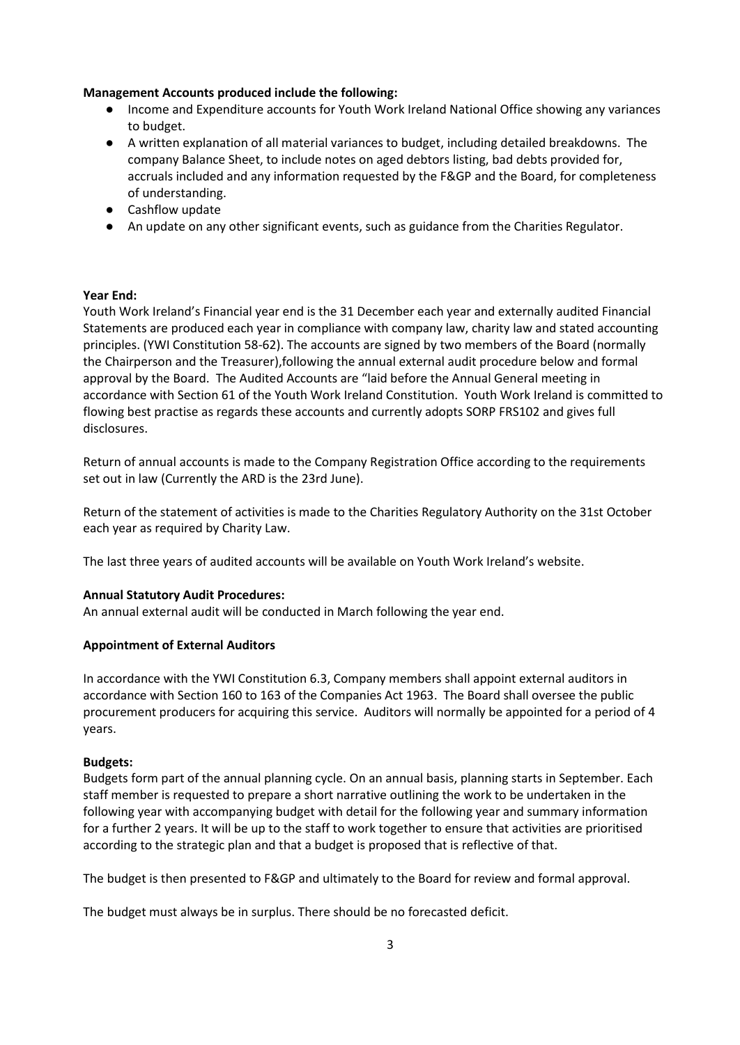**Management Accounts produced include the following:**

- Income and Expenditure accounts for Youth Work Ireland National Office showing any variances to budget.
- A written explanation of all material variances to budget, including detailed breakdowns. The company Balance Sheet, to include notes on aged debtors listing, bad debts provided for, accruals included and any information requested by the F&GP and the Board, for completeness of understanding.
- Cashflow update
- An update on any other significant events, such as guidance from the Charities Regulator.

**Year End:**

Youth Work Ireland's Financial year end is the 31 December each year and externally audited Financial Statements are produced each year in compliance with company law, charity law and stated accounting principles. (YWI Constitution 58-62). The accounts are signed by two members of the Board (normally the Chairperson and the Treasurer),following the annual external audit procedure below and formal approval by the Board. The Audited Accounts are "laid before the Annual General meeting in accordance with Section 61 of the Youth Work Ireland Constitution. Youth Work Ireland is committed to flowing best practise as regards these accounts and currently adopts SORP FRS102 and gives full disclosures.

Return of annual accounts is made to the Company Registration Office according to the requirements set out in law (Currently the ARD is the 23rd June).

Return of the statement of activities is made to the Charities Regulatory Authority on the 31st October each year as required by Charity Law.

The last three years of audited accounts will be available on Youth Work Ireland's website.

**Annual Statutory Audit Procedures:**

An annual external audit will be conducted in March following the year end.

**Appointment of External Auditors**

In accordance with the YWI Constitution 6.3, Company members shall appoint external auditors in accordance with Section 160 to 163 of the Companies Act 1963. The Board shall oversee the public procurement producers for acquiring this service. Auditors will normally be appointed for a period of 4 years.

**Budgets:**

Budgets form part of the annual planning cycle. On an annual basis, planning starts in September. Each staff member is requested to prepare a short narrative outlining the work to be undertaken in the following year with accompanying budget with detail for the following year and summary information for a further 2 years. It will be up to the staff to work together to ensure that activities are prioritised according to the strategic plan and that a budget is proposed that is reflective of that.

The budget is then presented to F&GP and ultimately to the Board for review and formal approval.

The budget must always be in surplus. There should be no forecasted deficit.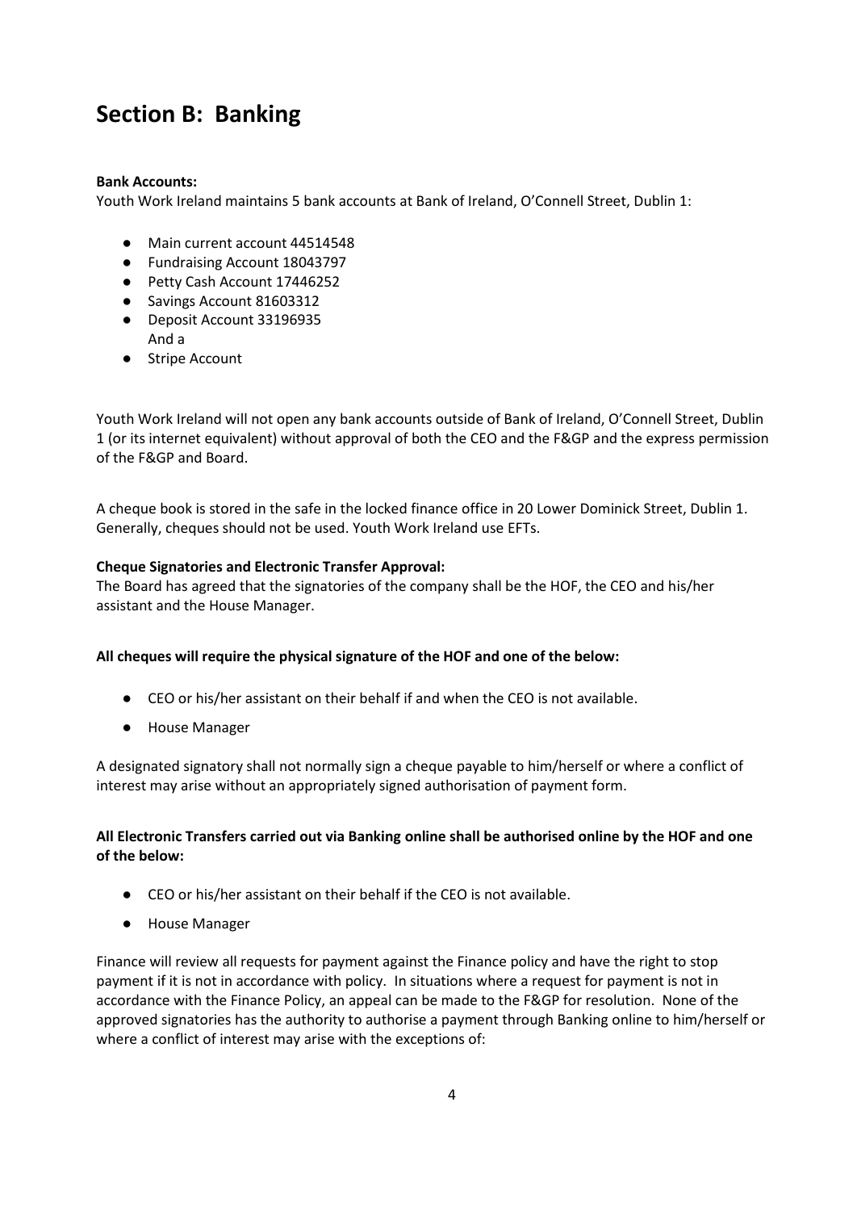# Section B: Banking

**Bank Accounts:**
Youth Work Ireland maintains 5 bank accounts at Bank of Ireland, O'Connell Street, Dublin 1:

- Main current account 44514548
- Fundraising Account 18043797
- Petty Cash Account 17446252
- Savings Account 81603312
- Deposit Account 33196935
  And a
- Stripe Account

Youth Work Ireland will not open any bank accounts outside of Bank of Ireland, O'Connell Street, Dublin 1 (or its internet equivalent) without approval of both the CEO and the F&GP and the express permission of the F&GP and Board.

A cheque book is stored in the safe in the locked finance office in 20 Lower Dominick Street, Dublin 1. Generally, cheques should not be used. Youth Work Ireland use EFTs.

**Cheque Signatories and Electronic Transfer Approval:**
The Board has agreed that the signatories of the company shall be the HOF, the CEO and his/her assistant and the House Manager.

**All cheques will require the physical signature of the HOF and one of the below:**

- CEO or his/her assistant on their behalf if and when the CEO is not available.
- House Manager

A designated signatory shall not normally sign a cheque payable to him/herself or where a conflict of interest may arise without an appropriately signed authorisation of payment form.

**All Electronic Transfers carried out via Banking online shall be authorised online by the HOF and one of the below:**

- CEO or his/her assistant on their behalf if the CEO is not available.
- House Manager

Finance will review all requests for payment against the Finance policy and have the right to stop payment if it is not in accordance with policy. In situations where a request for payment is not in accordance with the Finance Policy, an appeal can be made to the F&GP for resolution. None of the approved signatories has the authority to authorise a payment through Banking online to him/herself or where a conflict of interest may arise with the exceptions of: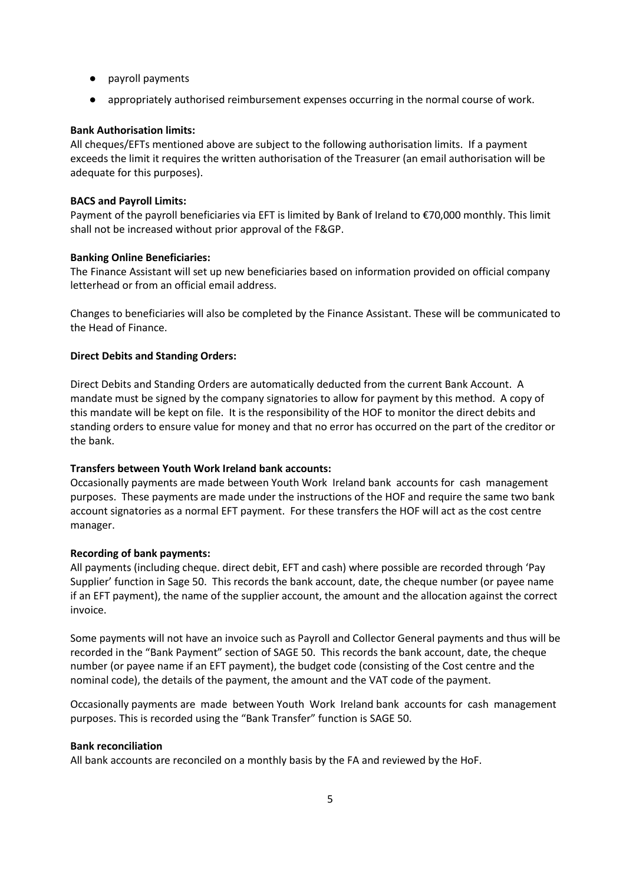- payroll payments
- appropriately authorised reimbursement expenses occurring in the normal course of work.

**Bank Authorisation limits:**
All cheques/EFTs mentioned above are subject to the following authorisation limits. If a payment exceeds the limit it requires the written authorisation of the Treasurer (an email authorisation will be adequate for this purposes).

**BACS and Payroll Limits:**
Payment of the payroll beneficiaries via EFT is limited by Bank of Ireland to €70,000 monthly. This limit shall not be increased without prior approval of the F&GP.

**Banking Online Beneficiaries:**
The Finance Assistant will set up new beneficiaries based on information provided on official company letterhead or from an official email address.

Changes to beneficiaries will also be completed by the Finance Assistant. These will be communicated to the Head of Finance.

**Direct Debits and Standing Orders:**

Direct Debits and Standing Orders are automatically deducted from the current Bank Account. A mandate must be signed by the company signatories to allow for payment by this method. A copy of this mandate will be kept on file. It is the responsibility of the HOF to monitor the direct debits and standing orders to ensure value for money and that no error has occurred on the part of the creditor or the bank.

**Transfers between Youth Work Ireland bank accounts:**
Occasionally payments are made between Youth Work Ireland bank accounts for cash management purposes. These payments are made under the instructions of the HOF and require the same two bank account signatories as a normal EFT payment. For these transfers the HOF will act as the cost centre manager.

**Recording of bank payments:**
All payments (including cheque. direct debit, EFT and cash) where possible are recorded through 'Pay Supplier' function in Sage 50. This records the bank account, date, the cheque number (or payee name if an EFT payment), the name of the supplier account, the amount and the allocation against the correct invoice.

Some payments will not have an invoice such as Payroll and Collector General payments and thus will be recorded in the "Bank Payment" section of SAGE 50. This records the bank account, date, the cheque number (or payee name if an EFT payment), the budget code (consisting of the Cost centre and the nominal code), the details of the payment, the amount and the VAT code of the payment.

Occasionally payments are made between Youth Work Ireland bank accounts for cash management purposes. This is recorded using the "Bank Transfer" function is SAGE 50.

**Bank reconciliation**
All bank accounts are reconciled on a monthly basis by the FA and reviewed by the HoF.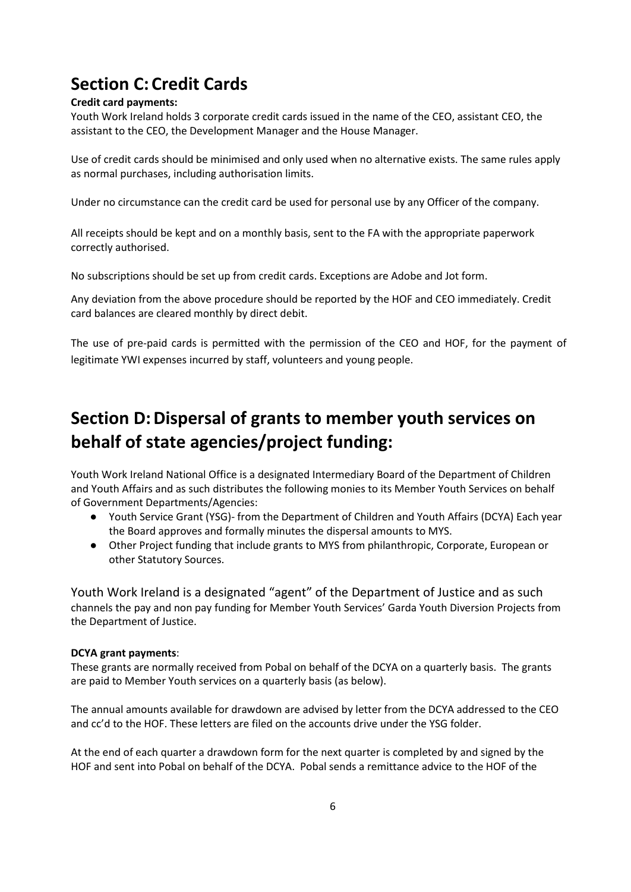## Section C: Credit Cards

**Credit card payments:**

Youth Work Ireland holds 3 corporate credit cards issued in the name of the CEO, assistant CEO, the assistant to the CEO, the Development Manager and the House Manager.

Use of credit cards should be minimised and only used when no alternative exists. The same rules apply as normal purchases, including authorisation limits.

Under no circumstance can the credit card be used for personal use by any Officer of the company.

All receipts should be kept and on a monthly basis, sent to the FA with the appropriate paperwork correctly authorised.

No subscriptions should be set up from credit cards. Exceptions are Adobe and Jot form.

Any deviation from the above procedure should be reported by the HOF and CEO immediately. Credit card balances are cleared monthly by direct debit.

The use of pre-paid cards is permitted with the permission of the CEO and HOF, for the payment of legitimate YWI expenses incurred by staff, volunteers and young people.

## Section D: Dispersal of grants to member youth services on behalf of state agencies/project funding:

Youth Work Ireland National Office is a designated Intermediary Board of the Department of Children and Youth Affairs and as such distributes the following monies to its Member Youth Services on behalf of Government Departments/Agencies:

- Youth Service Grant (YSG)- from the Department of Children and Youth Affairs (DCYA) Each year the Board approves and formally minutes the dispersal amounts to MYS.
- Other Project funding that include grants to MYS from philanthropic, Corporate, European or other Statutory Sources.

Youth Work Ireland is a designated "agent" of the Department of Justice and as such channels the pay and non pay funding for Member Youth Services' Garda Youth Diversion Projects from the Department of Justice.

**DCYA grant payments**:

These grants are normally received from Pobal on behalf of the DCYA on a quarterly basis. The grants are paid to Member Youth services on a quarterly basis (as below).

The annual amounts available for drawdown are advised by letter from the DCYA addressed to the CEO and cc'd to the HOF. These letters are filed on the accounts drive under the YSG folder.

At the end of each quarter a drawdown form for the next quarter is completed by and signed by the HOF and sent into Pobal on behalf of the DCYA. Pobal sends a remittance advice to the HOF of the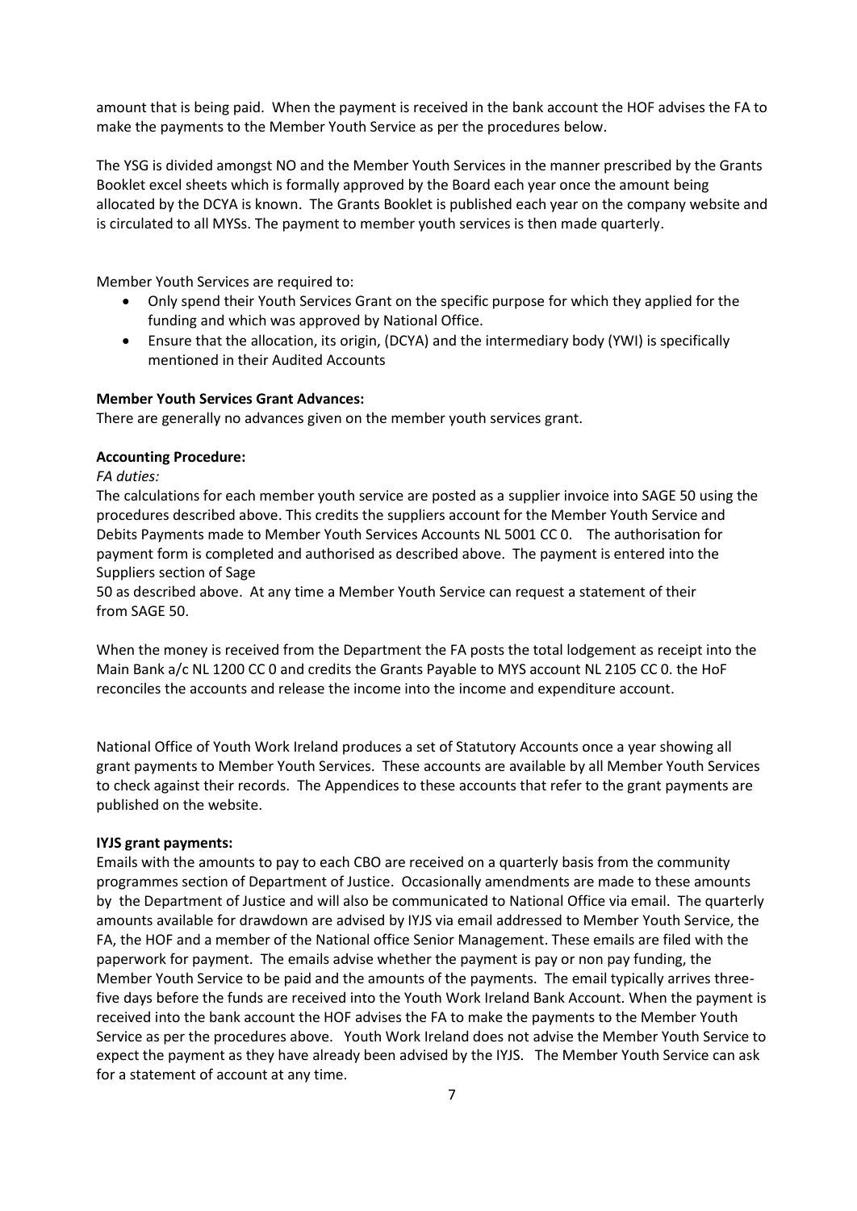amount that is being paid. When the payment is received in the bank account the HOF advises the FA to make the payments to the Member Youth Service as per the procedures below.

The YSG is divided amongst NO and the Member Youth Services in the manner prescribed by the Grants Booklet excel sheets which is formally approved by the Board each year once the amount being allocated by the DCYA is known. The Grants Booklet is published each year on the company website and is circulated to all MYSs. The payment to member youth services is then made quarterly.

Member Youth Services are required to:

- Only spend their Youth Services Grant on the specific purpose for which they applied for the funding and which was approved by National Office.
- Ensure that the allocation, its origin, (DCYA) and the intermediary body (YWI) is specifically mentioned in their Audited Accounts

**Member Youth Services Grant Advances:**

There are generally no advances given on the member youth services grant.

**Accounting Procedure:**

*FA duties:*

The calculations for each member youth service are posted as a supplier invoice into SAGE 50 using the procedures described above. This credits the suppliers account for the Member Youth Service and Debits Payments made to Member Youth Services Accounts NL 5001 CC 0. The authorisation for payment form is completed and authorised as described above. The payment is entered into the Suppliers section of Sage 50 as described above. At any time a Member Youth Service can request a statement of their from SAGE 50.

When the money is received from the Department the FA posts the total lodgement as receipt into the Main Bank a/c NL 1200 CC 0 and credits the Grants Payable to MYS account NL 2105 CC 0. the HoF reconciles the accounts and release the income into the income and expenditure account.

National Office of Youth Work Ireland produces a set of Statutory Accounts once a year showing all grant payments to Member Youth Services. These accounts are available by all Member Youth Services to check against their records. The Appendices to these accounts that refer to the grant payments are published on the website.

**IYJS grant payments:**

Emails with the amounts to pay to each CBO are received on a quarterly basis from the community programmes section of Department of Justice. Occasionally amendments are made to these amounts by the Department of Justice and will also be communicated to National Office via email. The quarterly amounts available for drawdown are advised by IYJS via email addressed to Member Youth Service, the FA, the HOF and a member of the National office Senior Management. These emails are filed with the paperwork for payment. The emails advise whether the payment is pay or non pay funding, the Member Youth Service to be paid and the amounts of the payments. The email typically arrives three-five days before the funds are received into the Youth Work Ireland Bank Account. When the payment is received into the bank account the HOF advises the FA to make the payments to the Member Youth Service as per the procedures above. Youth Work Ireland does not advise the Member Youth Service to expect the payment as they have already been advised by the IYJS. The Member Youth Service can ask for a statement of account at any time.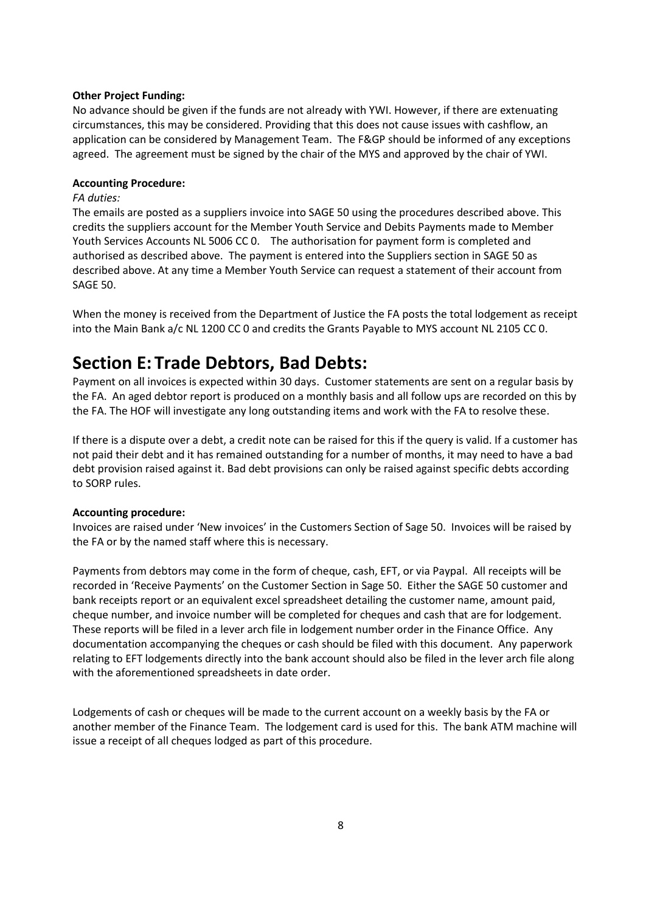**Other Project Funding:**

No advance should be given if the funds are not already with YWI. However, if there are extenuating circumstances, this may be considered. Providing that this does not cause issues with cashflow, an application can be considered by Management Team. The F&GP should be informed of any exceptions agreed. The agreement must be signed by the chair of the MYS and approved by the chair of YWI.

**Accounting Procedure:**

*FA duties:*

The emails are posted as a suppliers invoice into SAGE 50 using the procedures described above. This credits the suppliers account for the Member Youth Service and Debits Payments made to Member Youth Services Accounts NL 5006 CC 0. The authorisation for payment form is completed and authorised as described above. The payment is entered into the Suppliers section in SAGE 50 as described above. At any time a Member Youth Service can request a statement of their account from SAGE 50.

When the money is received from the Department of Justice the FA posts the total lodgement as receipt into the Main Bank a/c NL 1200 CC 0 and credits the Grants Payable to MYS account NL 2105 CC 0.

# Section E: Trade Debtors, Bad Debts:

Payment on all invoices is expected within 30 days. Customer statements are sent on a regular basis by the FA. An aged debtor report is produced on a monthly basis and all follow ups are recorded on this by the FA. The HOF will investigate any long outstanding items and work with the FA to resolve these.

If there is a dispute over a debt, a credit note can be raised for this if the query is valid. If a customer has not paid their debt and it has remained outstanding for a number of months, it may need to have a bad debt provision raised against it. Bad debt provisions can only be raised against specific debts according to SORP rules.

**Accounting procedure:**

Invoices are raised under 'New invoices' in the Customers Section of Sage 50. Invoices will be raised by the FA or by the named staff where this is necessary.

Payments from debtors may come in the form of cheque, cash, EFT, or via Paypal. All receipts will be recorded in 'Receive Payments' on the Customer Section in Sage 50. Either the SAGE 50 customer and bank receipts report or an equivalent excel spreadsheet detailing the customer name, amount paid, cheque number, and invoice number will be completed for cheques and cash that are for lodgement. These reports will be filed in a lever arch file in lodgement number order in the Finance Office. Any documentation accompanying the cheques or cash should be filed with this document. Any paperwork relating to EFT lodgements directly into the bank account should also be filed in the lever arch file along with the aforementioned spreadsheets in date order.

Lodgements of cash or cheques will be made to the current account on a weekly basis by the FA or another member of the Finance Team. The lodgement card is used for this. The bank ATM machine will issue a receipt of all cheques lodged as part of this procedure.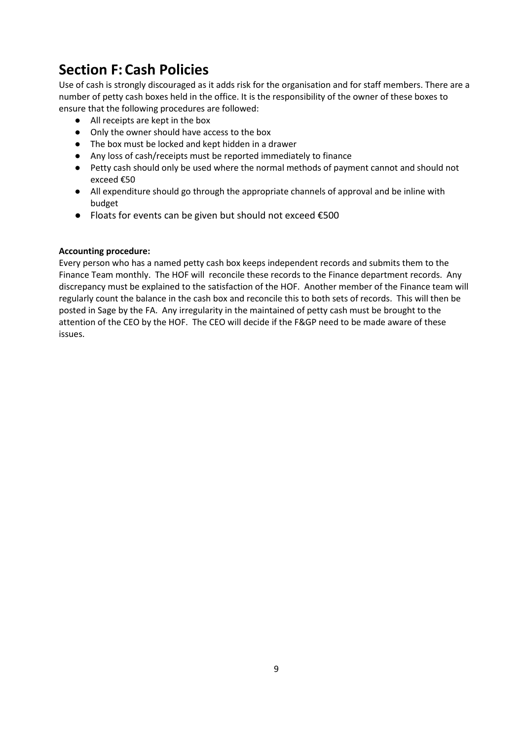# Section F: Cash Policies

Use of cash is strongly discouraged as it adds risk for the organisation and for staff members. There are a number of petty cash boxes held in the office. It is the responsibility of the owner of these boxes to ensure that the following procedures are followed:

- All receipts are kept in the box
- Only the owner should have access to the box
- The box must be locked and kept hidden in a drawer
- Any loss of cash/receipts must be reported immediately to finance
- Petty cash should only be used where the normal methods of payment cannot and should not exceed €50
- All expenditure should go through the appropriate channels of approval and be inline with budget
- Floats for events can be given but should not exceed €500

**Accounting procedure:**

Every person who has a named petty cash box keeps independent records and submits them to the Finance Team monthly. The HOF will reconcile these records to the Finance department records. Any discrepancy must be explained to the satisfaction of the HOF. Another member of the Finance team will regularly count the balance in the cash box and reconcile this to both sets of records. This will then be posted in Sage by the FA. Any irregularity in the maintained of petty cash must be brought to the attention of the CEO by the HOF. The CEO will decide if the F&GP need to be made aware of these issues.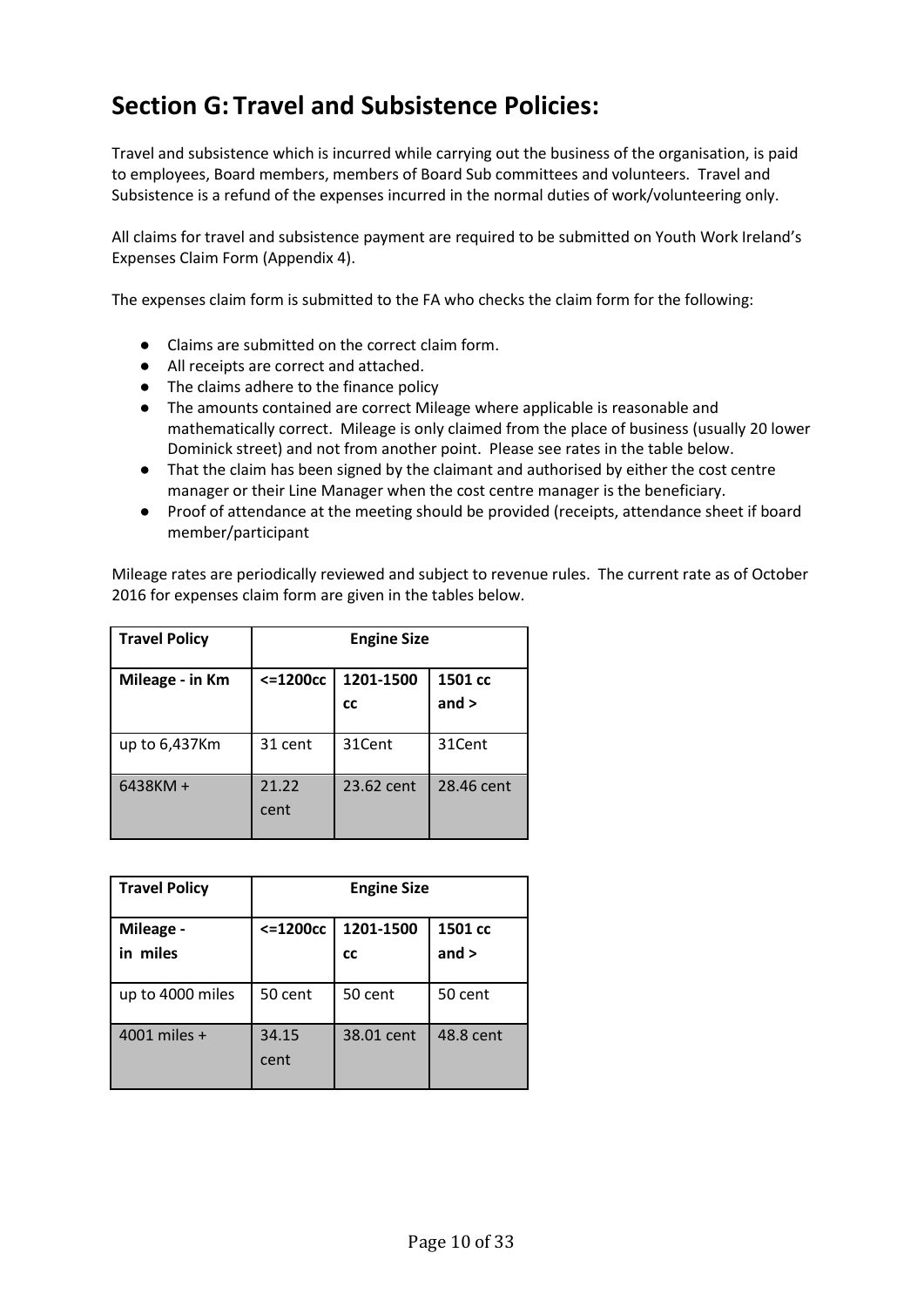## Section G: Travel and Subsistence Policies:

Travel and subsistence which is incurred while carrying out the business of the organisation, is paid to employees, Board members, members of Board Sub committees and volunteers. Travel and Subsistence is a refund of the expenses incurred in the normal duties of work/volunteering only.

All claims for travel and subsistence payment are required to be submitted on Youth Work Ireland's Expenses Claim Form (Appendix 4).

The expenses claim form is submitted to the FA who checks the claim form for the following:

- Claims are submitted on the correct claim form.
- All receipts are correct and attached.
- The claims adhere to the finance policy
- The amounts contained are correct Mileage where applicable is reasonable and mathematically correct. Mileage is only claimed from the place of business (usually 20 lower Dominick street) and not from another point. Please see rates in the table below.
- That the claim has been signed by the claimant and authorised by either the cost centre manager or their Line Manager when the cost centre manager is the beneficiary.
- Proof of attendance at the meeting should be provided (receipts, attendance sheet if board member/participant

Mileage rates are periodically reviewed and subject to revenue rules. The current rate as of October 2016 for expenses claim form are given in the tables below.

| **Travel Policy** | **Engine Size** | | |
|---|---|---|---|
| **Mileage - in Km** | **<=1200cc** | **1201-1500 cc** | **1501 cc and >** |
| up to 6,437Km | 31 cent | 31Cent | 31Cent |
| 6438KM + | 21.22 cent | 23.62 cent | 28.46 cent |

| **Travel Policy** | **Engine Size** | | |
|---|---|---|---|
| **Mileage - in miles** | **<=1200cc** | **1201-1500 cc** | **1501 cc and >** |
| up to 4000 miles | 50 cent | 50 cent | 50 cent |
| 4001 miles + | 34.15 cent | 38.01 cent | 48.8 cent |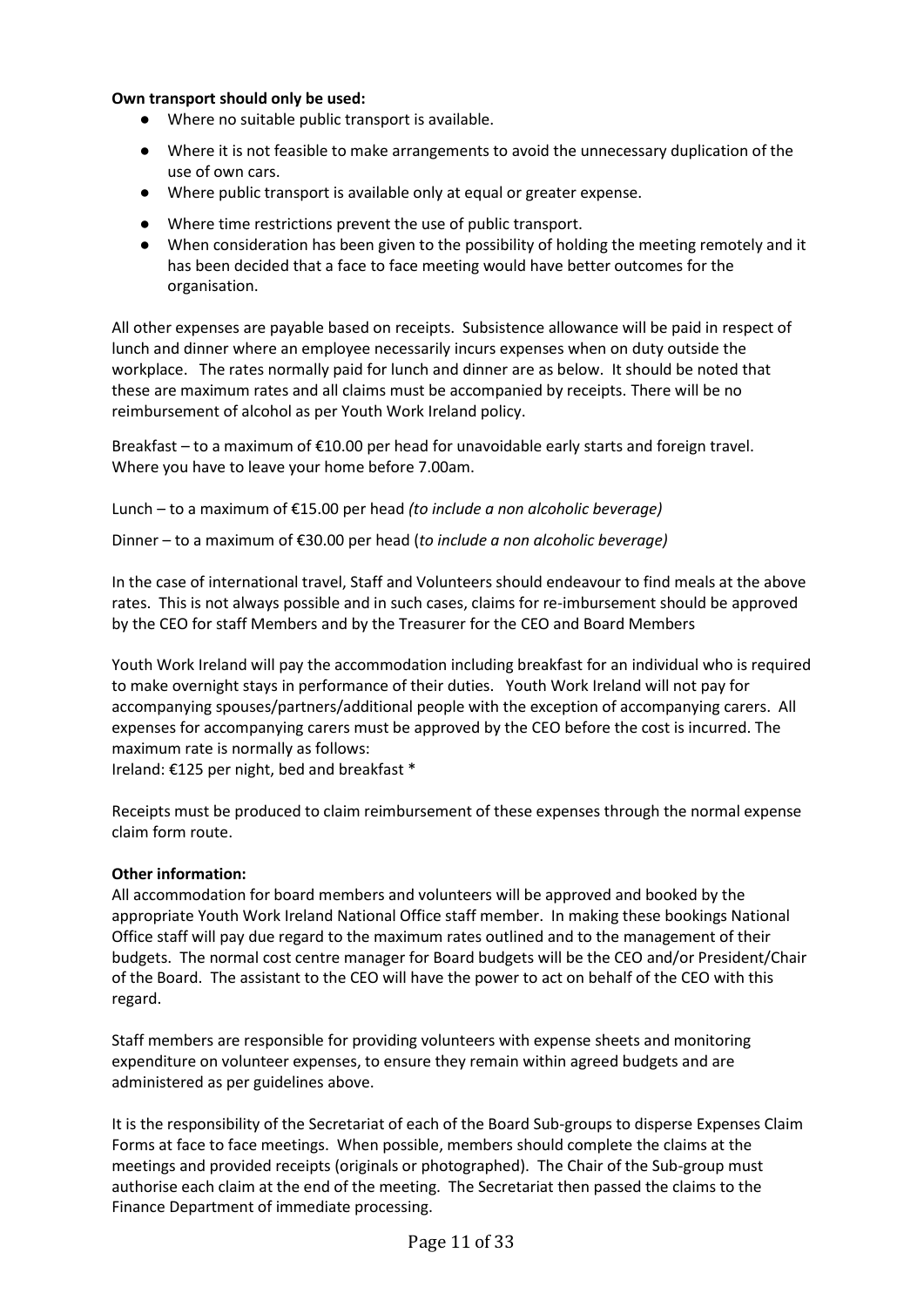**Own transport should only be used:**

- Where no suitable public transport is available.
- Where it is not feasible to make arrangements to avoid the unnecessary duplication of the use of own cars.
- Where public transport is available only at equal or greater expense.
- Where time restrictions prevent the use of public transport.
- When consideration has been given to the possibility of holding the meeting remotely and it has been decided that a face to face meeting would have better outcomes for the organisation.

All other expenses are payable based on receipts. Subsistence allowance will be paid in respect of lunch and dinner where an employee necessarily incurs expenses when on duty outside the workplace. The rates normally paid for lunch and dinner are as below. It should be noted that these are maximum rates and all claims must be accompanied by receipts. There will be no reimbursement of alcohol as per Youth Work Ireland policy.

Breakfast – to a maximum of €10.00 per head for unavoidable early starts and foreign travel. Where you have to leave your home before 7.00am.

Lunch – to a maximum of €15.00 per head *(to include a non alcoholic beverage)*

Dinner – to a maximum of €30.00 per head (*to include a non alcoholic beverage)*

In the case of international travel, Staff and Volunteers should endeavour to find meals at the above rates. This is not always possible and in such cases, claims for re-imbursement should be approved by the CEO for staff Members and by the Treasurer for the CEO and Board Members

Youth Work Ireland will pay the accommodation including breakfast for an individual who is required to make overnight stays in performance of their duties. Youth Work Ireland will not pay for accompanying spouses/partners/additional people with the exception of accompanying carers. All expenses for accompanying carers must be approved by the CEO before the cost is incurred. The maximum rate is normally as follows:
Ireland: €125 per night, bed and breakfast *

Receipts must be produced to claim reimbursement of these expenses through the normal expense claim form route.

**Other information:**
All accommodation for board members and volunteers will be approved and booked by the appropriate Youth Work Ireland National Office staff member. In making these bookings National Office staff will pay due regard to the maximum rates outlined and to the management of their budgets. The normal cost centre manager for Board budgets will be the CEO and/or President/Chair of the Board. The assistant to the CEO will have the power to act on behalf of the CEO with this regard.

Staff members are responsible for providing volunteers with expense sheets and monitoring expenditure on volunteer expenses, to ensure they remain within agreed budgets and are administered as per guidelines above.

It is the responsibility of the Secretariat of each of the Board Sub-groups to disperse Expenses Claim Forms at face to face meetings. When possible, members should complete the claims at the meetings and provided receipts (originals or photographed). The Chair of the Sub-group must authorise each claim at the end of the meeting. The Secretariat then passed the claims to the Finance Department of immediate processing.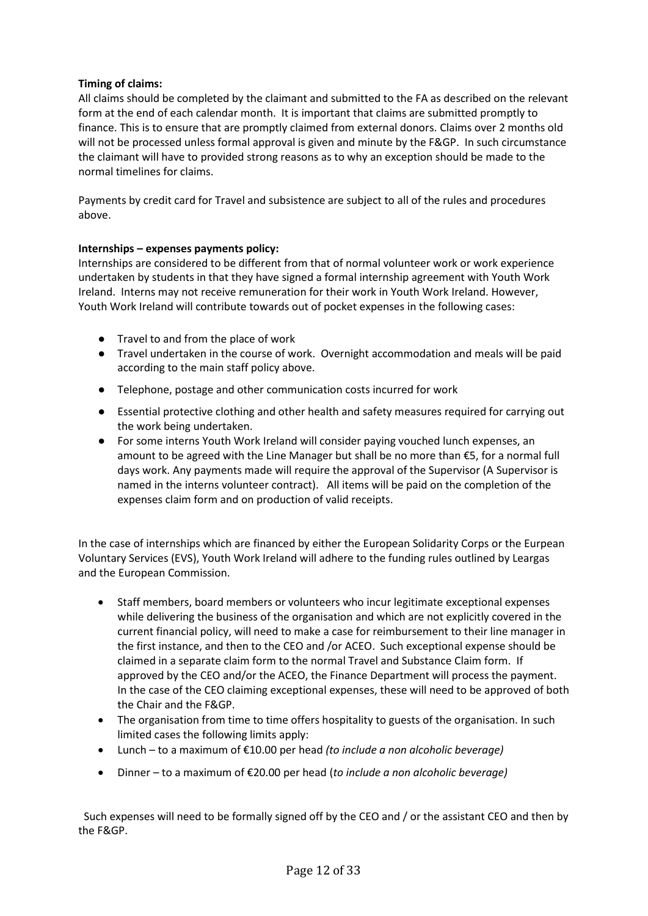**Timing of claims:**

All claims should be completed by the claimant and submitted to the FA as described on the relevant form at the end of each calendar month. It is important that claims are submitted promptly to finance. This is to ensure that are promptly claimed from external donors. Claims over 2 months old will not be processed unless formal approval is given and minute by the F&GP. In such circumstance the claimant will have to provided strong reasons as to why an exception should be made to the normal timelines for claims.

Payments by credit card for Travel and subsistence are subject to all of the rules and procedures above.

**Internships – expenses payments policy:**

Internships are considered to be different from that of normal volunteer work or work experience undertaken by students in that they have signed a formal internship agreement with Youth Work Ireland. Interns may not receive remuneration for their work in Youth Work Ireland. However, Youth Work Ireland will contribute towards out of pocket expenses in the following cases:

- Travel to and from the place of work
- Travel undertaken in the course of work. Overnight accommodation and meals will be paid according to the main staff policy above.
- Telephone, postage and other communication costs incurred for work
- Essential protective clothing and other health and safety measures required for carrying out the work being undertaken.
- For some interns Youth Work Ireland will consider paying vouched lunch expenses, an amount to be agreed with the Line Manager but shall be no more than €5, for a normal full days work. Any payments made will require the approval of the Supervisor (A Supervisor is named in the interns volunteer contract). All items will be paid on the completion of the expenses claim form and on production of valid receipts.

In the case of internships which are financed by either the European Solidarity Corps or the Eurpean Voluntary Services (EVS), Youth Work Ireland will adhere to the funding rules outlined by Leargas and the European Commission.

- Staff members, board members or volunteers who incur legitimate exceptional expenses while delivering the business of the organisation and which are not explicitly covered in the current financial policy, will need to make a case for reimbursement to their line manager in the first instance, and then to the CEO and /or ACEO. Such exceptional expense should be claimed in a separate claim form to the normal Travel and Substance Claim form. If approved by the CEO and/or the ACEO, the Finance Department will process the payment. In the case of the CEO claiming exceptional expenses, these will need to be approved of both the Chair and the F&GP.
- The organisation from time to time offers hospitality to guests of the organisation. In such limited cases the following limits apply:
- Lunch – to a maximum of €10.00 per head *(to include a non alcoholic beverage)*
- Dinner – to a maximum of €20.00 per head (*to include a non alcoholic beverage)*

Such expenses will need to be formally signed off by the CEO and / or the assistant CEO and then by the F&GP.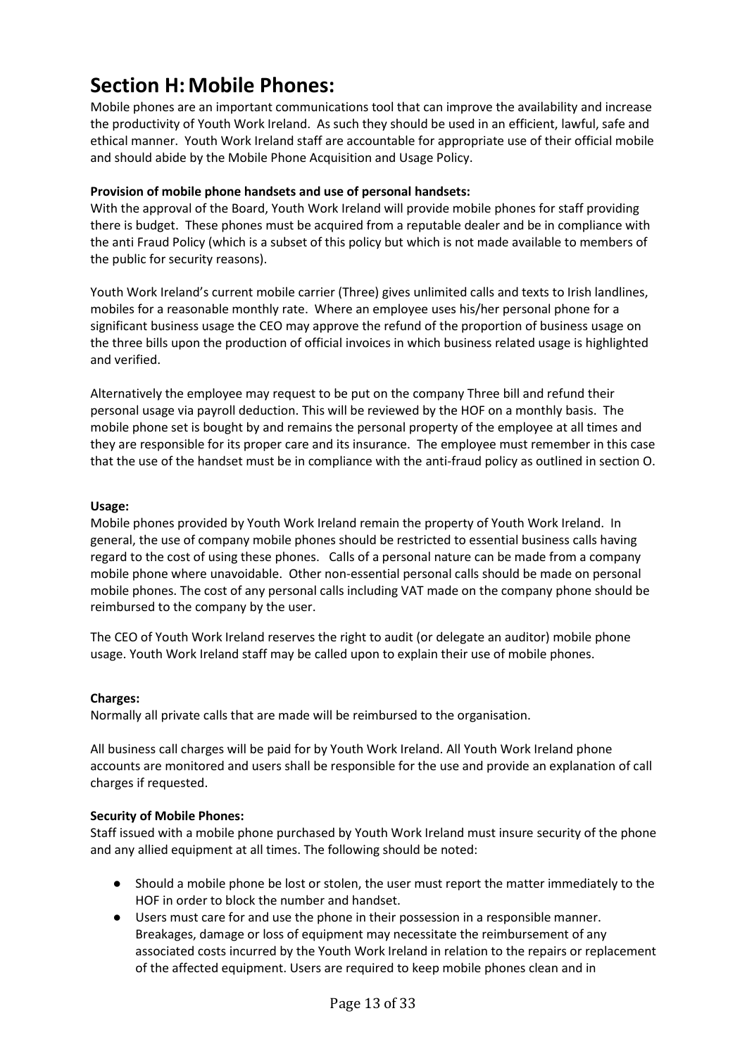# Section H: Mobile Phones:

Mobile phones are an important communications tool that can improve the availability and increase the productivity of Youth Work Ireland. As such they should be used in an efficient, lawful, safe and ethical manner. Youth Work Ireland staff are accountable for appropriate use of their official mobile and should abide by the Mobile Phone Acquisition and Usage Policy.

**Provision of mobile phone handsets and use of personal handsets:**

With the approval of the Board, Youth Work Ireland will provide mobile phones for staff providing there is budget. These phones must be acquired from a reputable dealer and be in compliance with the anti Fraud Policy (which is a subset of this policy but which is not made available to members of the public for security reasons).

Youth Work Ireland's current mobile carrier (Three) gives unlimited calls and texts to Irish landlines, mobiles for a reasonable monthly rate. Where an employee uses his/her personal phone for a significant business usage the CEO may approve the refund of the proportion of business usage on the three bills upon the production of official invoices in which business related usage is highlighted and verified.

Alternatively the employee may request to be put on the company Three bill and refund their personal usage via payroll deduction. This will be reviewed by the HOF on a monthly basis. The mobile phone set is bought by and remains the personal property of the employee at all times and they are responsible for its proper care and its insurance. The employee must remember in this case that the use of the handset must be in compliance with the anti-fraud policy as outlined in section O.

**Usage:**

Mobile phones provided by Youth Work Ireland remain the property of Youth Work Ireland. In general, the use of company mobile phones should be restricted to essential business calls having regard to the cost of using these phones. Calls of a personal nature can be made from a company mobile phone where unavoidable. Other non-essential personal calls should be made on personal mobile phones. The cost of any personal calls including VAT made on the company phone should be reimbursed to the company by the user.

The CEO of Youth Work Ireland reserves the right to audit (or delegate an auditor) mobile phone usage. Youth Work Ireland staff may be called upon to explain their use of mobile phones.

**Charges:**

Normally all private calls that are made will be reimbursed to the organisation.

All business call charges will be paid for by Youth Work Ireland. All Youth Work Ireland phone accounts are monitored and users shall be responsible for the use and provide an explanation of call charges if requested.

**Security of Mobile Phones:**

Staff issued with a mobile phone purchased by Youth Work Ireland must insure security of the phone and any allied equipment at all times. The following should be noted:

- Should a mobile phone be lost or stolen, the user must report the matter immediately to the HOF in order to block the number and handset.
- Users must care for and use the phone in their possession in a responsible manner. Breakages, damage or loss of equipment may necessitate the reimbursement of any associated costs incurred by the Youth Work Ireland in relation to the repairs or replacement of the affected equipment. Users are required to keep mobile phones clean and in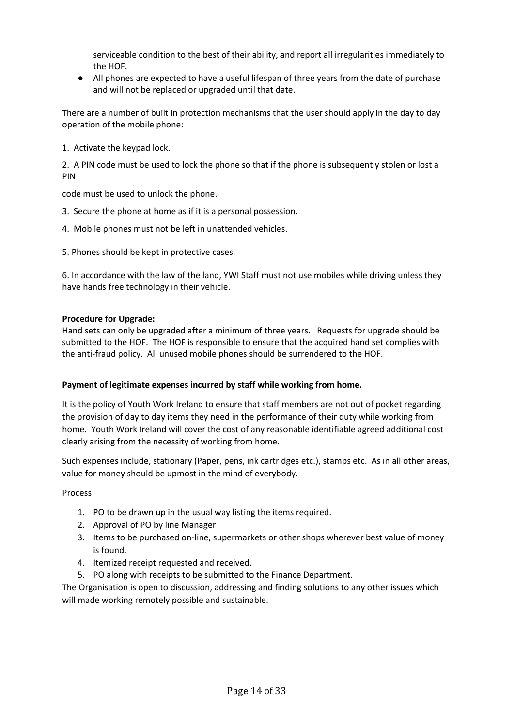serviceable condition to the best of their ability, and report all irregularities immediately to the HOF.

- All phones are expected to have a useful lifespan of three years from the date of purchase and will not be replaced or upgraded until that date.

There are a number of built in protection mechanisms that the user should apply in the day to day operation of the mobile phone:

1. Activate the keypad lock.

2. A PIN code must be used to lock the phone so that if the phone is subsequently stolen or lost a PIN

code must be used to unlock the phone.

3. Secure the phone at home as if it is a personal possession.

4. Mobile phones must not be left in unattended vehicles.

5. Phones should be kept in protective cases.

6. In accordance with the law of the land, YWI Staff must not use mobiles while driving unless they have hands free technology in their vehicle.

**Procedure for Upgrade:**
Hand sets can only be upgraded after a minimum of three years. Requests for upgrade should be submitted to the HOF. The HOF is responsible to ensure that the acquired hand set complies with the anti-fraud policy. All unused mobile phones should be surrendered to the HOF.

**Payment of legitimate expenses incurred by staff while working from home.**

It is the policy of Youth Work Ireland to ensure that staff members are not out of pocket regarding the provision of day to day items they need in the performance of their duty while working from home. Youth Work Ireland will cover the cost of any reasonable identifiable agreed additional cost clearly arising from the necessity of working from home.

Such expenses include, stationary (Paper, pens, ink cartridges etc.), stamps etc. As in all other areas, value for money should be upmost in the mind of everybody.

Process

1. PO to be drawn up in the usual way listing the items required.
2. Approval of PO by line Manager
3. Items to be purchased on-line, supermarkets or other shops wherever best value of money is found.
4. Itemized receipt requested and received.
5. PO along with receipts to be submitted to the Finance Department.

The Organisation is open to discussion, addressing and finding solutions to any other issues which will made working remotely possible and sustainable.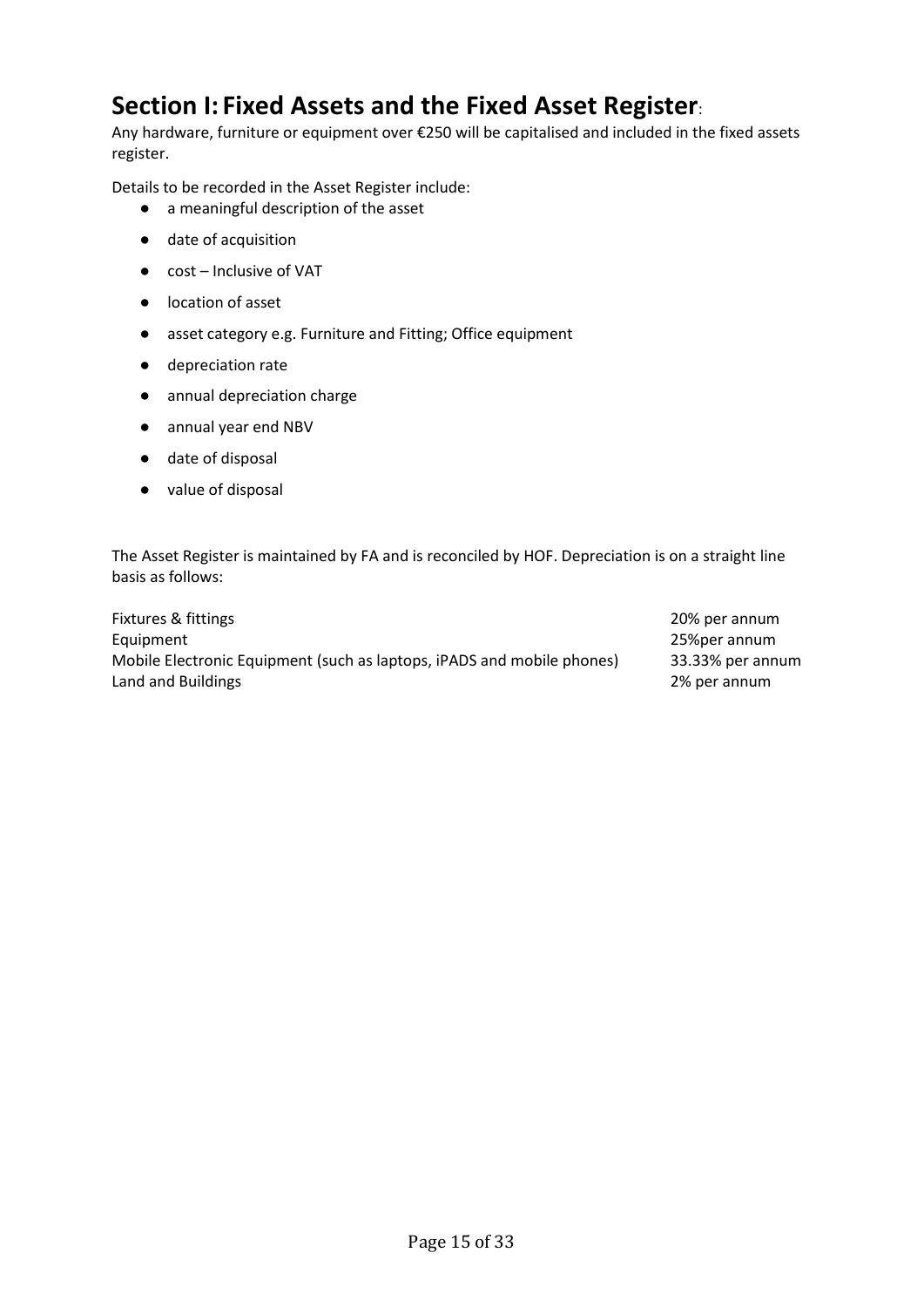## Section I: Fixed Assets and the Fixed Asset Register:

Any hardware, furniture or equipment over €250 will be capitalised and included in the fixed assets register.

Details to be recorded in the Asset Register include:

- a meaningful description of the asset
- date of acquisition
- cost – Inclusive of VAT
- location of asset
- asset category e.g. Furniture and Fitting; Office equipment
- depreciation rate
- annual depreciation charge
- annual year end NBV
- date of disposal
- value of disposal

The Asset Register is maintained by FA and is reconciled by HOF. Depreciation is on a straight line basis as follows:

| | |
|---|---|
| Fixtures & fittings | 20% per annum |
| Equipment | 25%per annum |
| Mobile Electronic Equipment (such as laptops, iPADS and mobile phones) | 33.33% per annum |
| Land and Buildings | 2% per annum |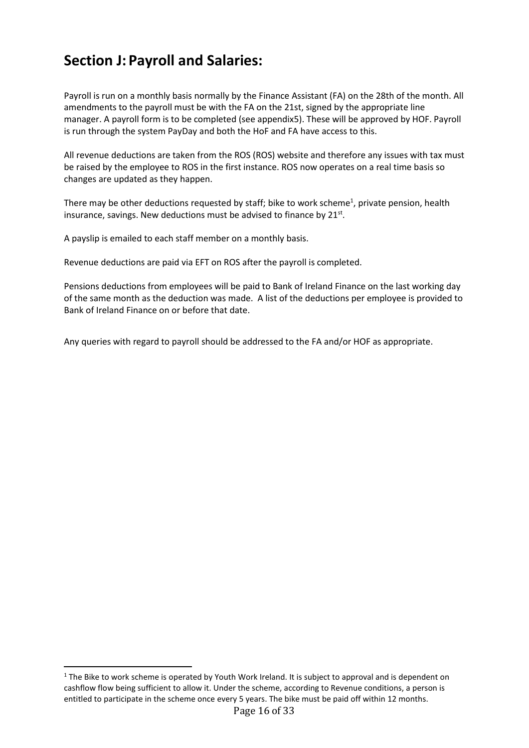## Section J: Payroll and Salaries:

Payroll is run on a monthly basis normally by the Finance Assistant (FA) on the 28th of the month. All amendments to the payroll must be with the FA on the 21st, signed by the appropriate line manager. A payroll form is to be completed (see appendix5). These will be approved by HOF. Payroll is run through the system PayDay and both the HoF and FA have access to this.

All revenue deductions are taken from the ROS (ROS) website and therefore any issues with tax must be raised by the employee to ROS in the first instance. ROS now operates on a real time basis so changes are updated as they happen.

There may be other deductions requested by staff; bike to work scheme[1], private pension, health insurance, savings. New deductions must be advised to finance by 21st.

A payslip is emailed to each staff member on a monthly basis.

Revenue deductions are paid via EFT on ROS after the payroll is completed.

Pensions deductions from employees will be paid to Bank of Ireland Finance on the last working day of the same month as the deduction was made. A list of the deductions per employee is provided to Bank of Ireland Finance on or before that date.

Any queries with regard to payroll should be addressed to the FA and/or HOF as appropriate.

---

[1] The Bike to work scheme is operated by Youth Work Ireland. It is subject to approval and is dependent on cashflow flow being sufficient to allow it. Under the scheme, according to Revenue conditions, a person is entitled to participate in the scheme once every 5 years. The bike must be paid off within 12 months.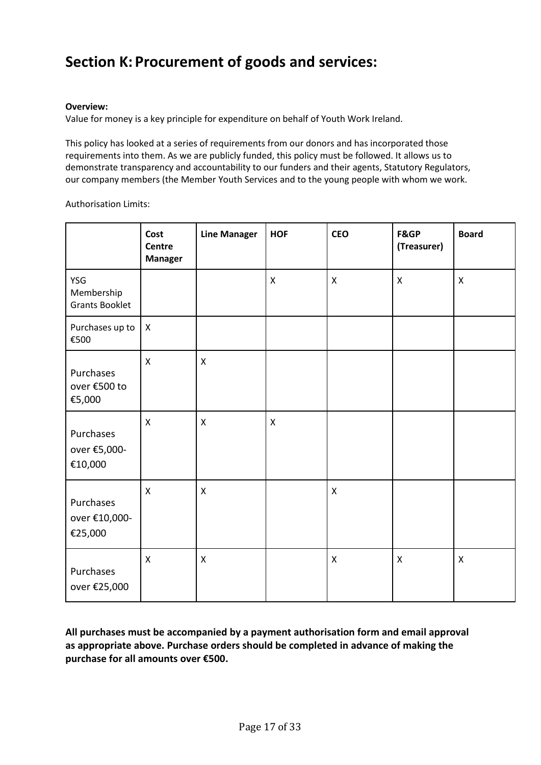## Section K: Procurement of goods and services:

**Overview:**

Value for money is a key principle for expenditure on behalf of Youth Work Ireland.

This policy has looked at a series of requirements from our donors and has incorporated those requirements into them. As we are publicly funded, this policy must be followed. It allows us to demonstrate transparency and accountability to our funders and their agents, Statutory Regulators, our company members (the Member Youth Services and to the young people with whom we work.

Authorisation Limits:

| | Cost Centre Manager | Line Manager | HOF | CEO | F&GP (Treasurer) | Board |
|---|---|---|---|---|---|---|
| YSG Membership Grants Booklet | | | X | X | X | X |
| Purchases up to €500 | X | | | | | |
| Purchases over €500 to €5,000 | X | X | | | | |
| Purchases over €5,000-€10,000 | X | X | X | | | |
| Purchases over €10,000-€25,000 | X | X | | X | | |
| Purchases over €25,000 | X | X | | X | X | X |

**All purchases must be accompanied by a payment authorisation form and email approval as appropriate above. Purchase orders should be completed in advance of making the purchase for all amounts over €500.**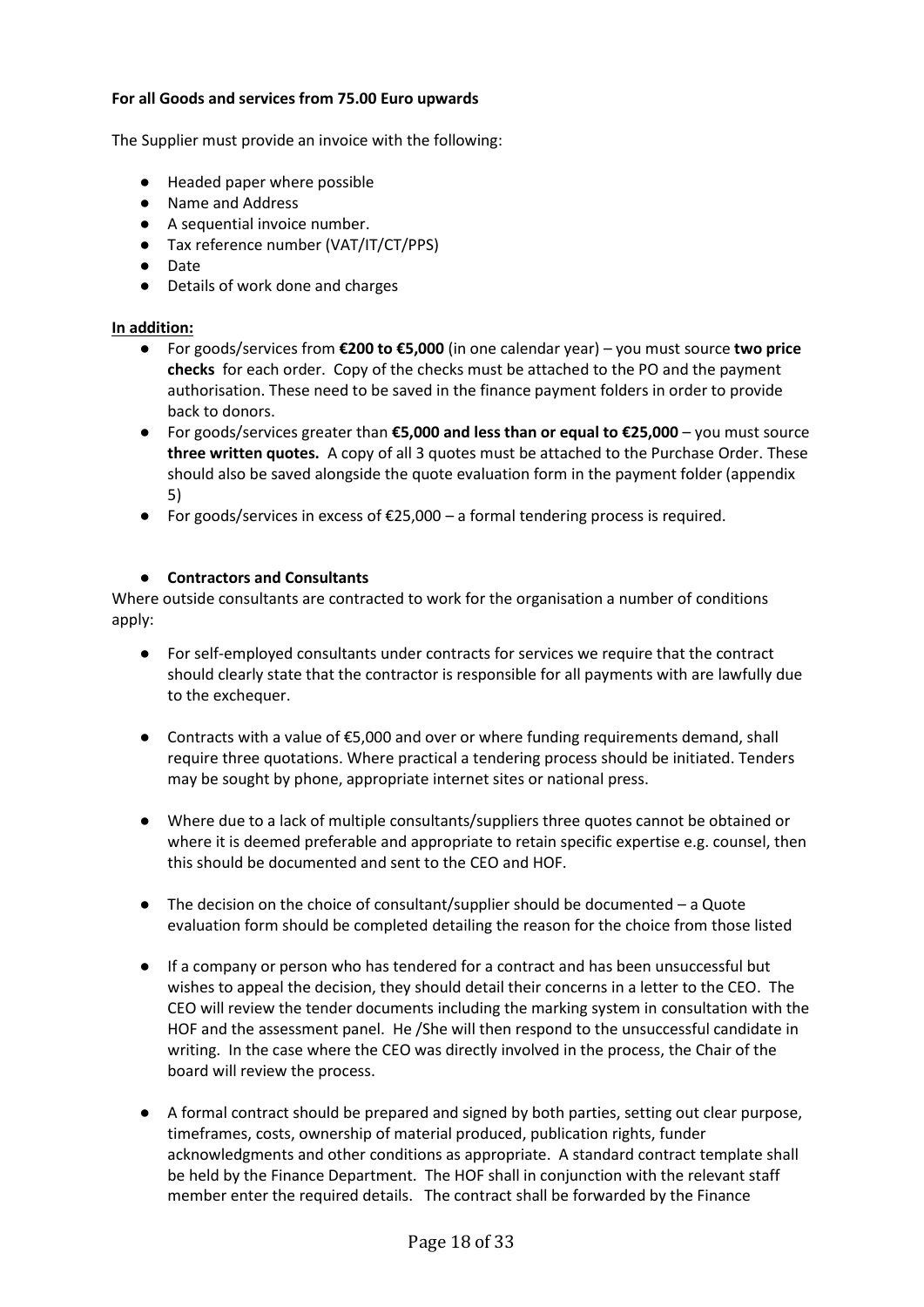**For all Goods and services from 75.00 Euro upwards**

The Supplier must provide an invoice with the following:

- Headed paper where possible
- Name and Address
- A sequential invoice number.
- Tax reference number (VAT/IT/CT/PPS)
- Date
- Details of work done and charges

**In addition:**

- For goods/services from **€200 to €5,000** (in one calendar year) – you must source **two price checks** for each order. Copy of the checks must be attached to the PO and the payment authorisation. These need to be saved in the finance payment folders in order to provide back to donors.
- For goods/services greater than **€5,000 and less than or equal to €25,000** – you must source **three written quotes.** A copy of all 3 quotes must be attached to the Purchase Order. These should also be saved alongside the quote evaluation form in the payment folder (appendix 5)
- For goods/services in excess of €25,000 – a formal tendering process is required.

- **Contractors and Consultants**

Where outside consultants are contracted to work for the organisation a number of conditions apply:

- For self-employed consultants under contracts for services we require that the contract should clearly state that the contractor is responsible for all payments with are lawfully due to the exchequer.

- Contracts with a value of €5,000 and over or where funding requirements demand, shall require three quotations. Where practical a tendering process should be initiated. Tenders may be sought by phone, appropriate internet sites or national press.

- Where due to a lack of multiple consultants/suppliers three quotes cannot be obtained or where it is deemed preferable and appropriate to retain specific expertise e.g. counsel, then this should be documented and sent to the CEO and HOF.

- The decision on the choice of consultant/supplier should be documented – a Quote evaluation form should be completed detailing the reason for the choice from those listed

- If a company or person who has tendered for a contract and has been unsuccessful but wishes to appeal the decision, they should detail their concerns in a letter to the CEO. The CEO will review the tender documents including the marking system in consultation with the HOF and the assessment panel. He /She will then respond to the unsuccessful candidate in writing. In the case where the CEO was directly involved in the process, the Chair of the board will review the process.

- A formal contract should be prepared and signed by both parties, setting out clear purpose, timeframes, costs, ownership of material produced, publication rights, funder acknowledgments and other conditions as appropriate. A standard contract template shall be held by the Finance Department. The HOF shall in conjunction with the relevant staff member enter the required details. The contract shall be forwarded by the Finance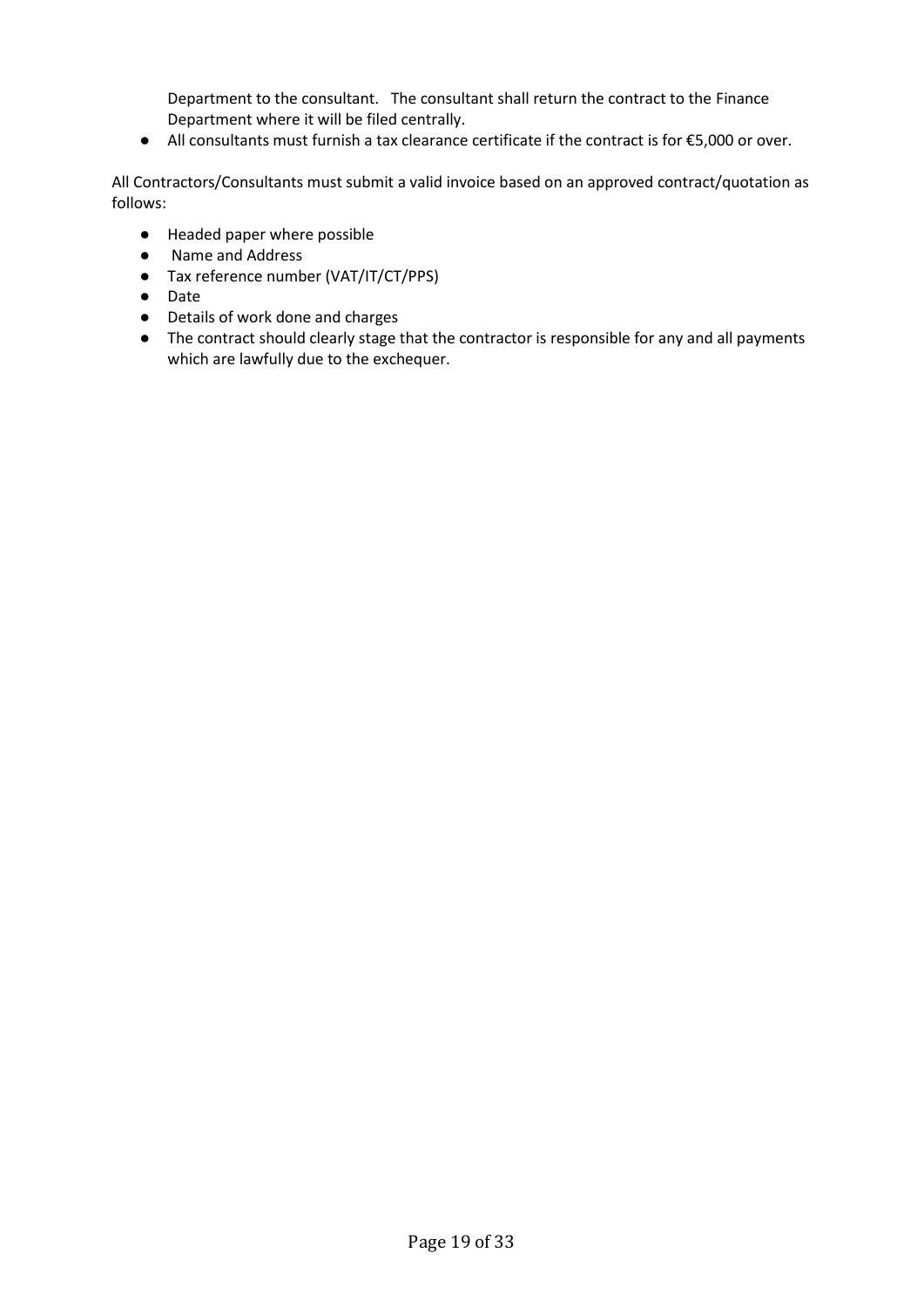Department to the consultant. The consultant shall return the contract to the Finance Department where it will be filed centrally.

- All consultants must furnish a tax clearance certificate if the contract is for €5,000 or over.

All Contractors/Consultants must submit a valid invoice based on an approved contract/quotation as follows:

- Headed paper where possible
- Name and Address
- Tax reference number (VAT/IT/CT/PPS)
- Date
- Details of work done and charges
- The contract should clearly stage that the contractor is responsible for any and all payments which are lawfully due to the exchequer.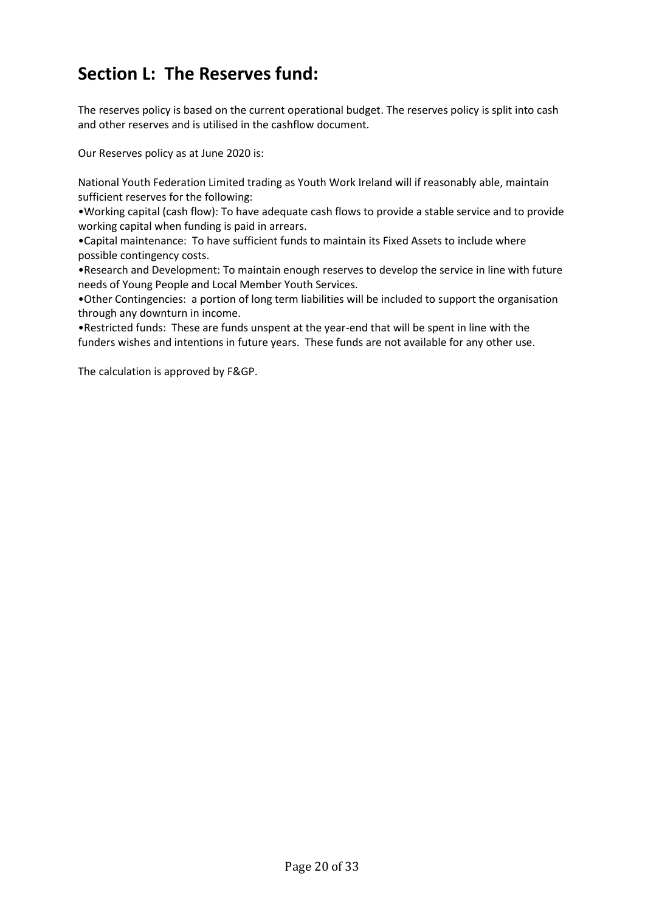## Section L: The Reserves fund:

The reserves policy is based on the current operational budget. The reserves policy is split into cash and other reserves and is utilised in the cashflow document.

Our Reserves policy as at June 2020 is:

National Youth Federation Limited trading as Youth Work Ireland will if reasonably able, maintain sufficient reserves for the following:

- Working capital (cash flow): To have adequate cash flows to provide a stable service and to provide working capital when funding is paid in arrears.
- Capital maintenance: To have sufficient funds to maintain its Fixed Assets to include where possible contingency costs.
- Research and Development: To maintain enough reserves to develop the service in line with future needs of Young People and Local Member Youth Services.
- Other Contingencies: a portion of long term liabilities will be included to support the organisation through any downturn in income.
- Restricted funds: These are funds unspent at the year-end that will be spent in line with the funders wishes and intentions in future years. These funds are not available for any other use.

The calculation is approved by F&GP.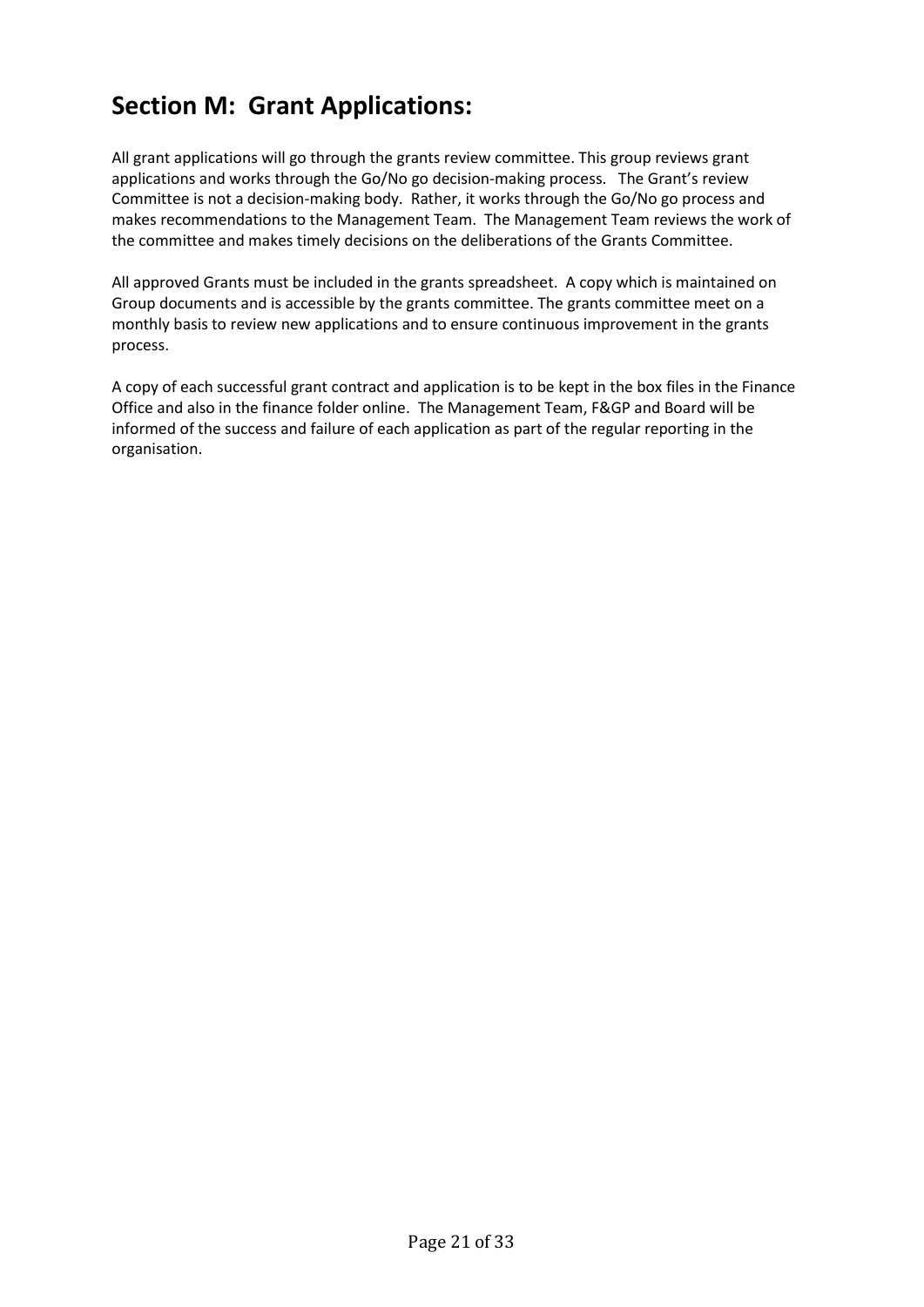## Section M: Grant Applications:

All grant applications will go through the grants review committee. This group reviews grant applications and works through the Go/No go decision-making process. The Grant's review Committee is not a decision-making body. Rather, it works through the Go/No go process and makes recommendations to the Management Team. The Management Team reviews the work of the committee and makes timely decisions on the deliberations of the Grants Committee.

All approved Grants must be included in the grants spreadsheet. A copy which is maintained on Group documents and is accessible by the grants committee. The grants committee meet on a monthly basis to review new applications and to ensure continuous improvement in the grants process.

A copy of each successful grant contract and application is to be kept in the box files in the Finance Office and also in the finance folder online. The Management Team, F&GP and Board will be informed of the success and failure of each application as part of the regular reporting in the organisation.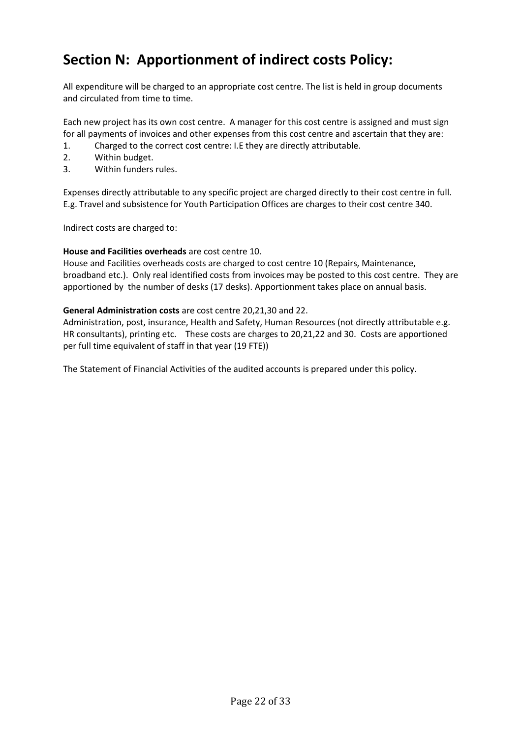## Section N: Apportionment of indirect costs Policy:

All expenditure will be charged to an appropriate cost centre. The list is held in group documents and circulated from time to time.

Each new project has its own cost centre. A manager for this cost centre is assigned and must sign for all payments of invoices and other expenses from this cost centre and ascertain that they are:

1. Charged to the correct cost centre: I.E they are directly attributable.
2. Within budget.
3. Within funders rules.

Expenses directly attributable to any specific project are charged directly to their cost centre in full. E.g. Travel and subsistence for Youth Participation Offices are charges to their cost centre 340.

Indirect costs are charged to:

**House and Facilities overheads** are cost centre 10.
House and Facilities overheads costs are charged to cost centre 10 (Repairs, Maintenance, broadband etc.). Only real identified costs from invoices may be posted to this cost centre. They are apportioned by the number of desks (17 desks). Apportionment takes place on annual basis.

**General Administration costs** are cost centre 20,21,30 and 22.
Administration, post, insurance, Health and Safety, Human Resources (not directly attributable e.g. HR consultants), printing etc. These costs are charges to 20,21,22 and 30. Costs are apportioned per full time equivalent of staff in that year (19 FTE))

The Statement of Financial Activities of the audited accounts is prepared under this policy.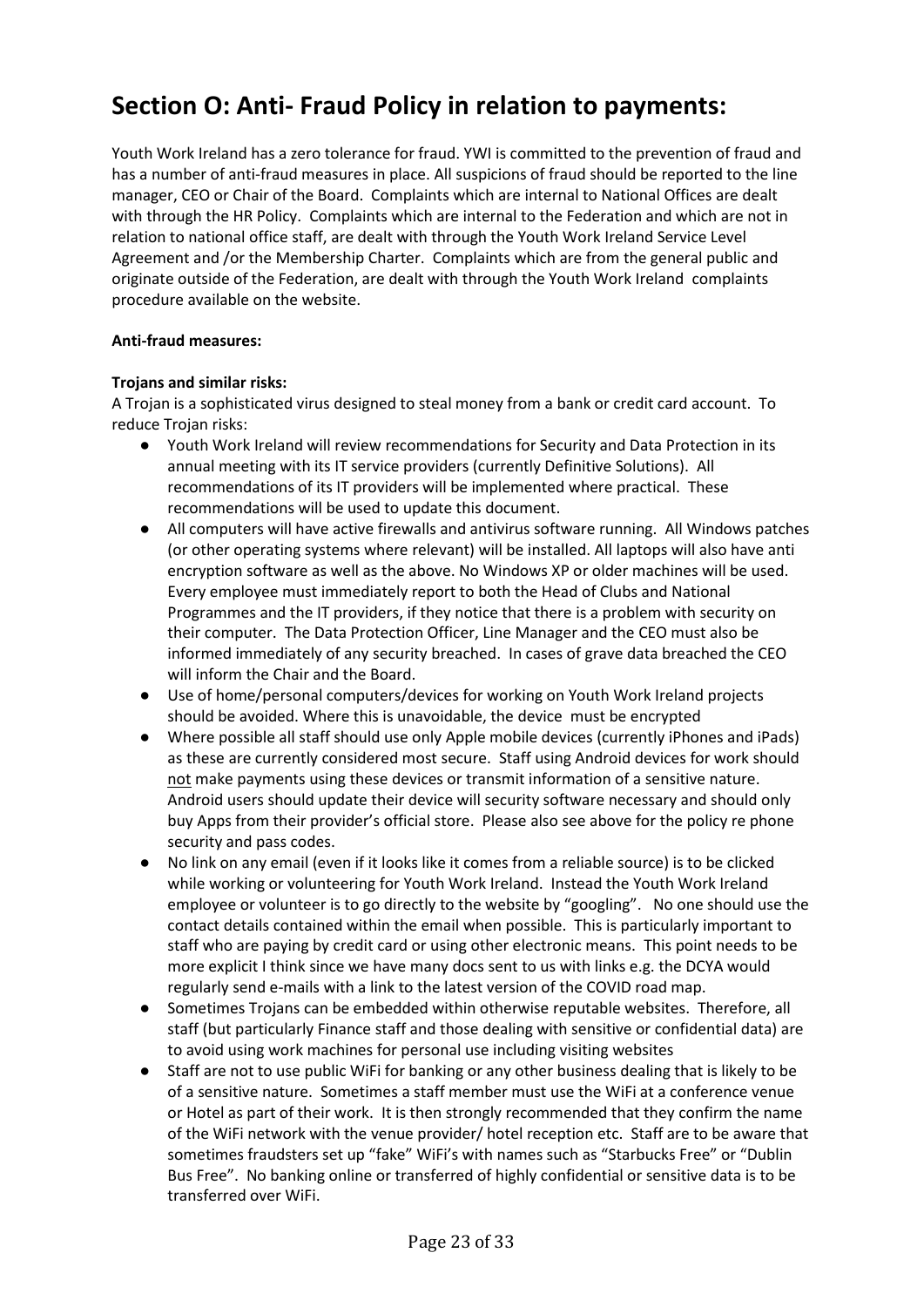# Section O: Anti- Fraud Policy in relation to payments:

Youth Work Ireland has a zero tolerance for fraud. YWI is committed to the prevention of fraud and has a number of anti-fraud measures in place. All suspicions of fraud should be reported to the line manager, CEO or Chair of the Board. Complaints which are internal to National Offices are dealt with through the HR Policy. Complaints which are internal to the Federation and which are not in relation to national office staff, are dealt with through the Youth Work Ireland Service Level Agreement and /or the Membership Charter. Complaints which are from the general public and originate outside of the Federation, are dealt with through the Youth Work Ireland complaints procedure available on the website.

**Anti-fraud measures:**

**Trojans and similar risks:**

A Trojan is a sophisticated virus designed to steal money from a bank or credit card account. To reduce Trojan risks:

- Youth Work Ireland will review recommendations for Security and Data Protection in its annual meeting with its IT service providers (currently Definitive Solutions). All recommendations of its IT providers will be implemented where practical. These recommendations will be used to update this document.
- All computers will have active firewalls and antivirus software running. All Windows patches (or other operating systems where relevant) will be installed. All laptops will also have anti encryption software as well as the above. No Windows XP or older machines will be used. Every employee must immediately report to both the Head of Clubs and National Programmes and the IT providers, if they notice that there is a problem with security on their computer. The Data Protection Officer, Line Manager and the CEO must also be informed immediately of any security breached. In cases of grave data breached the CEO will inform the Chair and the Board.
- Use of home/personal computers/devices for working on Youth Work Ireland projects should be avoided. Where this is unavoidable, the device must be encrypted
- Where possible all staff should use only Apple mobile devices (currently iPhones and iPads) as these are currently considered most secure. Staff using Android devices for work should <u>not</u> make payments using these devices or transmit information of a sensitive nature. Android users should update their device will security software necessary and should only buy Apps from their provider's official store. Please also see above for the policy re phone security and pass codes.
- No link on any email (even if it looks like it comes from a reliable source) is to be clicked while working or volunteering for Youth Work Ireland. Instead the Youth Work Ireland employee or volunteer is to go directly to the website by "googling". No one should use the contact details contained within the email when possible. This is particularly important to staff who are paying by credit card or using other electronic means. This point needs to be more explicit I think since we have many docs sent to us with links e.g. the DCYA would regularly send e-mails with a link to the latest version of the COVID road map.
- Sometimes Trojans can be embedded within otherwise reputable websites. Therefore, all staff (but particularly Finance staff and those dealing with sensitive or confidential data) are to avoid using work machines for personal use including visiting websites
- Staff are not to use public WiFi for banking or any other business dealing that is likely to be of a sensitive nature. Sometimes a staff member must use the WiFi at a conference venue or Hotel as part of their work. It is then strongly recommended that they confirm the name of the WiFi network with the venue provider/ hotel reception etc. Staff are to be aware that sometimes fraudsters set up "fake" WiFi's with names such as "Starbucks Free" or "Dublin Bus Free". No banking online or transferred of highly confidential or sensitive data is to be transferred over WiFi.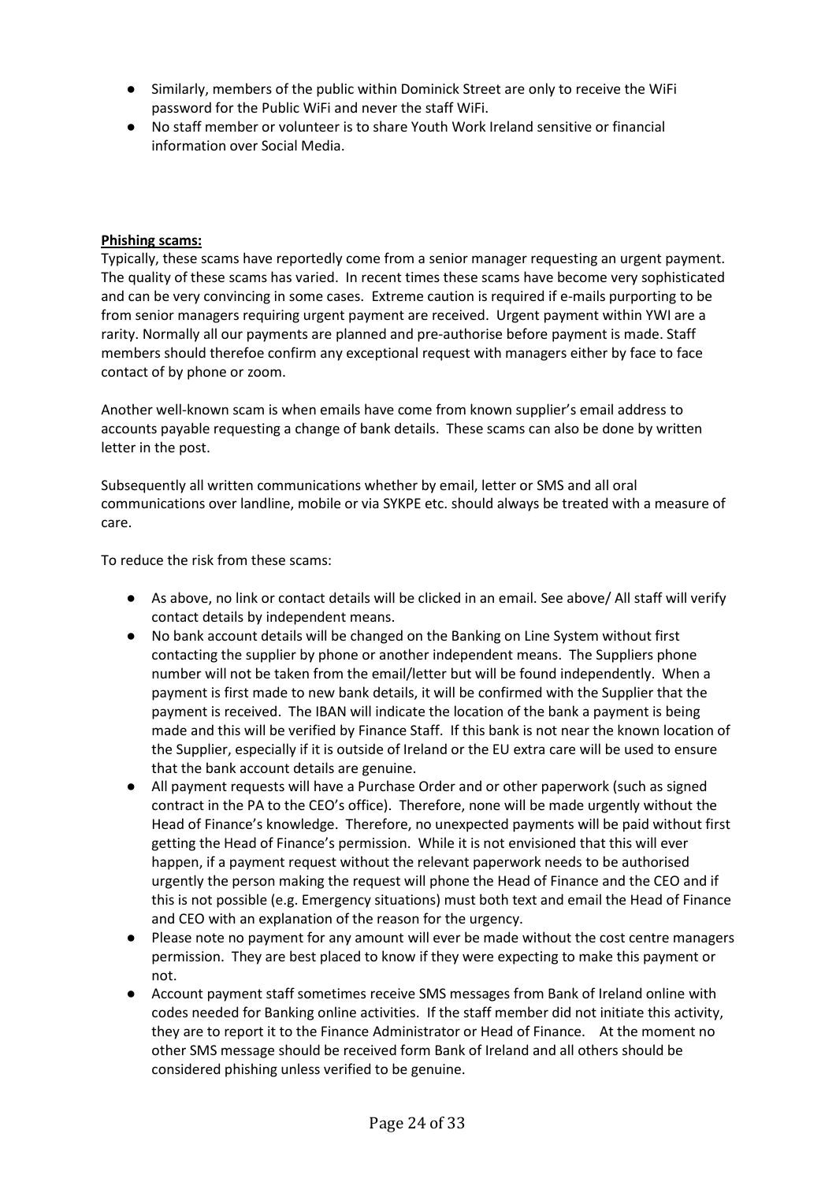- Similarly, members of the public within Dominick Street are only to receive the WiFi password for the Public WiFi and never the staff WiFi.
- No staff member or volunteer is to share Youth Work Ireland sensitive or financial information over Social Media.

**Phishing scams:**

Typically, these scams have reportedly come from a senior manager requesting an urgent payment. The quality of these scams has varied. In recent times these scams have become very sophisticated and can be very convincing in some cases. Extreme caution is required if e-mails purporting to be from senior managers requiring urgent payment are received. Urgent payment within YWI are a rarity. Normally all our payments are planned and pre-authorise before payment is made. Staff members should therefoe confirm any exceptional request with managers either by face to face contact of by phone or zoom.

Another well-known scam is when emails have come from known supplier's email address to accounts payable requesting a change of bank details. These scams can also be done by written letter in the post.

Subsequently all written communications whether by email, letter or SMS and all oral communications over landline, mobile or via SYKPE etc. should always be treated with a measure of care.

To reduce the risk from these scams:

- As above, no link or contact details will be clicked in an email. See above/ All staff will verify contact details by independent means.
- No bank account details will be changed on the Banking on Line System without first contacting the supplier by phone or another independent means. The Suppliers phone number will not be taken from the email/letter but will be found independently. When a payment is first made to new bank details, it will be confirmed with the Supplier that the payment is received. The IBAN will indicate the location of the bank a payment is being made and this will be verified by Finance Staff. If this bank is not near the known location of the Supplier, especially if it is outside of Ireland or the EU extra care will be used to ensure that the bank account details are genuine.
- All payment requests will have a Purchase Order and or other paperwork (such as signed contract in the PA to the CEO's office). Therefore, none will be made urgently without the Head of Finance's knowledge. Therefore, no unexpected payments will be paid without first getting the Head of Finance's permission. While it is not envisioned that this will ever happen, if a payment request without the relevant paperwork needs to be authorised urgently the person making the request will phone the Head of Finance and the CEO and if this is not possible (e.g. Emergency situations) must both text and email the Head of Finance and CEO with an explanation of the reason for the urgency.
- Please note no payment for any amount will ever be made without the cost centre managers permission. They are best placed to know if they were expecting to make this payment or not.
- Account payment staff sometimes receive SMS messages from Bank of Ireland online with codes needed for Banking online activities. If the staff member did not initiate this activity, they are to report it to the Finance Administrator or Head of Finance. At the moment no other SMS message should be received form Bank of Ireland and all others should be considered phishing unless verified to be genuine.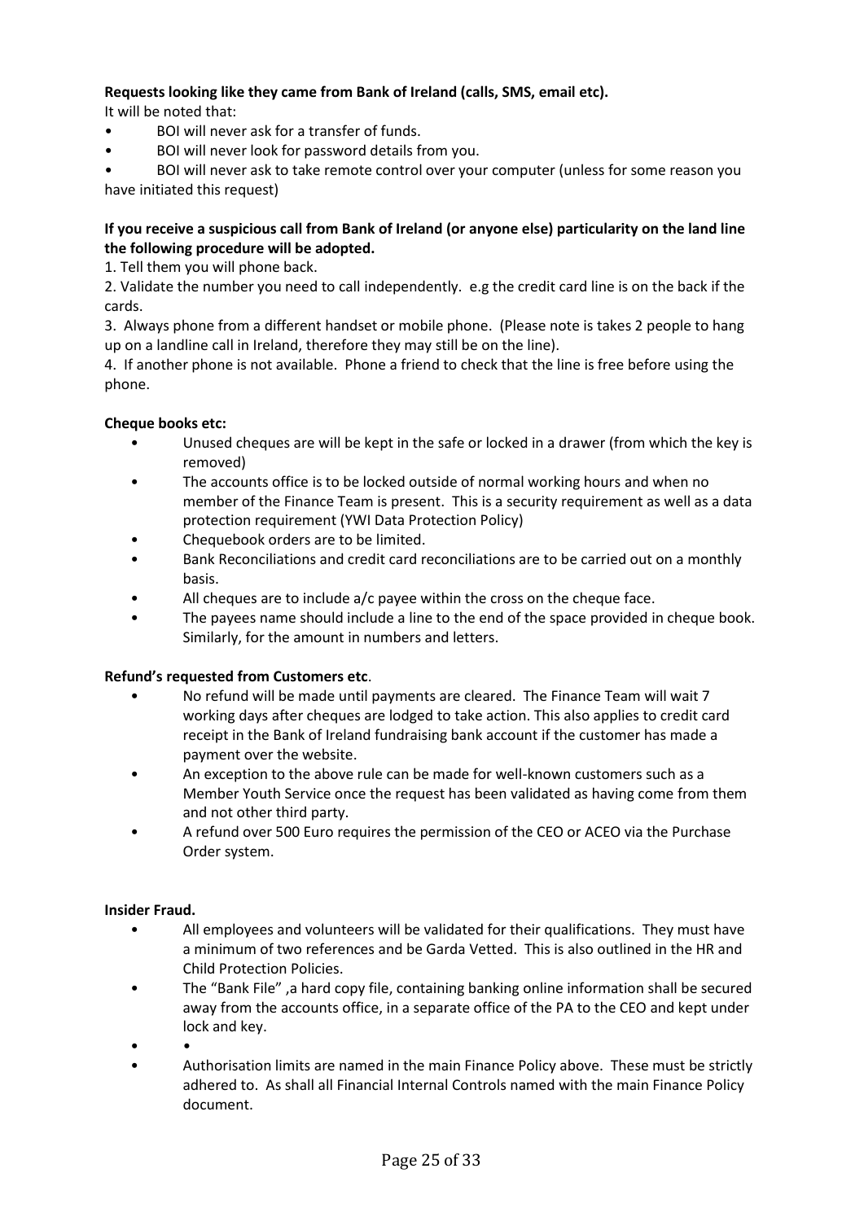**Requests looking like they came from Bank of Ireland (calls, SMS, email etc).**

It will be noted that:

- BOI will never ask for a transfer of funds.
- BOI will never look for password details from you.
- BOI will never ask to take remote control over your computer (unless for some reason you have initiated this request)

**If you receive a suspicious call from Bank of Ireland (or anyone else) particularity on the land line the following procedure will be adopted.**

1. Tell them you will phone back.
2. Validate the number you need to call independently. e.g the credit card line is on the back if the cards.
3. Always phone from a different handset or mobile phone. (Please note is takes 2 people to hang up on a landline call in Ireland, therefore they may still be on the line).
4. If another phone is not available. Phone a friend to check that the line is free before using the phone.

**Cheque books etc:**

- Unused cheques are will be kept in the safe or locked in a drawer (from which the key is removed)
- The accounts office is to be locked outside of normal working hours and when no member of the Finance Team is present. This is a security requirement as well as a data protection requirement (YWI Data Protection Policy)
- Chequebook orders are to be limited.
- Bank Reconciliations and credit card reconciliations are to be carried out on a monthly basis.
- All cheques are to include a/c payee within the cross on the cheque face.
- The payees name should include a line to the end of the space provided in cheque book. Similarly, for the amount in numbers and letters.

**Refund's requested from Customers etc**.

- No refund will be made until payments are cleared. The Finance Team will wait 7 working days after cheques are lodged to take action. This also applies to credit card receipt in the Bank of Ireland fundraising bank account if the customer has made a payment over the website.
- An exception to the above rule can be made for well-known customers such as a Member Youth Service once the request has been validated as having come from them and not other third party.
- A refund over 500 Euro requires the permission of the CEO or ACEO via the Purchase Order system.

**Insider Fraud.**

- All employees and volunteers will be validated for their qualifications. They must have a minimum of two references and be Garda Vetted. This is also outlined in the HR and Child Protection Policies.
- The "Bank File" ,a hard copy file, containing banking online information shall be secured away from the accounts office, in a separate office of the PA to the CEO and kept under lock and key.
- •
- Authorisation limits are named in the main Finance Policy above. These must be strictly adhered to. As shall all Financial Internal Controls named with the main Finance Policy document.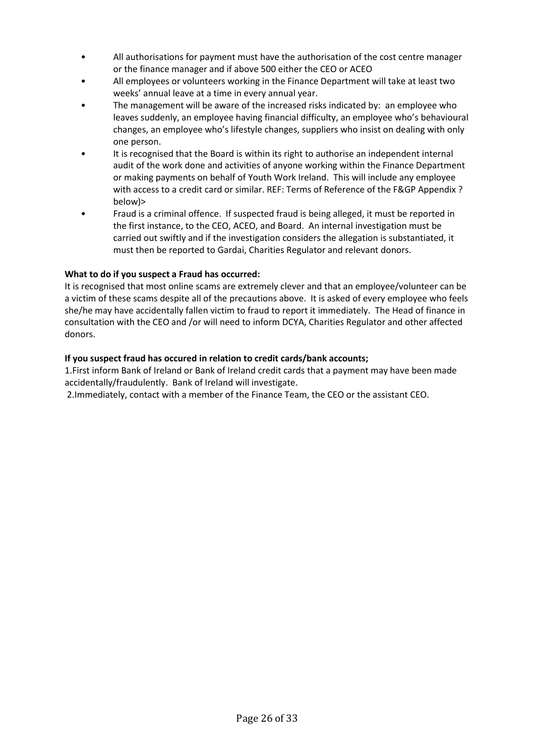- All authorisations for payment must have the authorisation of the cost centre manager or the finance manager and if above 500 either the CEO or ACEO
- All employees or volunteers working in the Finance Department will take at least two weeks' annual leave at a time in every annual year.
- The management will be aware of the increased risks indicated by: an employee who leaves suddenly, an employee having financial difficulty, an employee who's behavioural changes, an employee who's lifestyle changes, suppliers who insist on dealing with only one person.
- It is recognised that the Board is within its right to authorise an independent internal audit of the work done and activities of anyone working within the Finance Department or making payments on behalf of Youth Work Ireland. This will include any employee with access to a credit card or similar. REF: Terms of Reference of the F&GP Appendix ? below)>
- Fraud is a criminal offence. If suspected fraud is being alleged, it must be reported in the first instance, to the CEO, ACEO, and Board. An internal investigation must be carried out swiftly and if the investigation considers the allegation is substantiated, it must then be reported to Gardai, Charities Regulator and relevant donors.

**What to do if you suspect a Fraud has occurred:**

It is recognised that most online scams are extremely clever and that an employee/volunteer can be a victim of these scams despite all of the precautions above. It is asked of every employee who feels she/he may have accidentally fallen victim to fraud to report it immediately. The Head of finance in consultation with the CEO and /or will need to inform DCYA, Charities Regulator and other affected donors.

**If you suspect fraud has occured in relation to credit cards/bank accounts;**

1.First inform Bank of Ireland or Bank of Ireland credit cards that a payment may have been made accidentally/fraudulently. Bank of Ireland will investigate.

2.Immediately, contact with a member of the Finance Team, the CEO or the assistant CEO.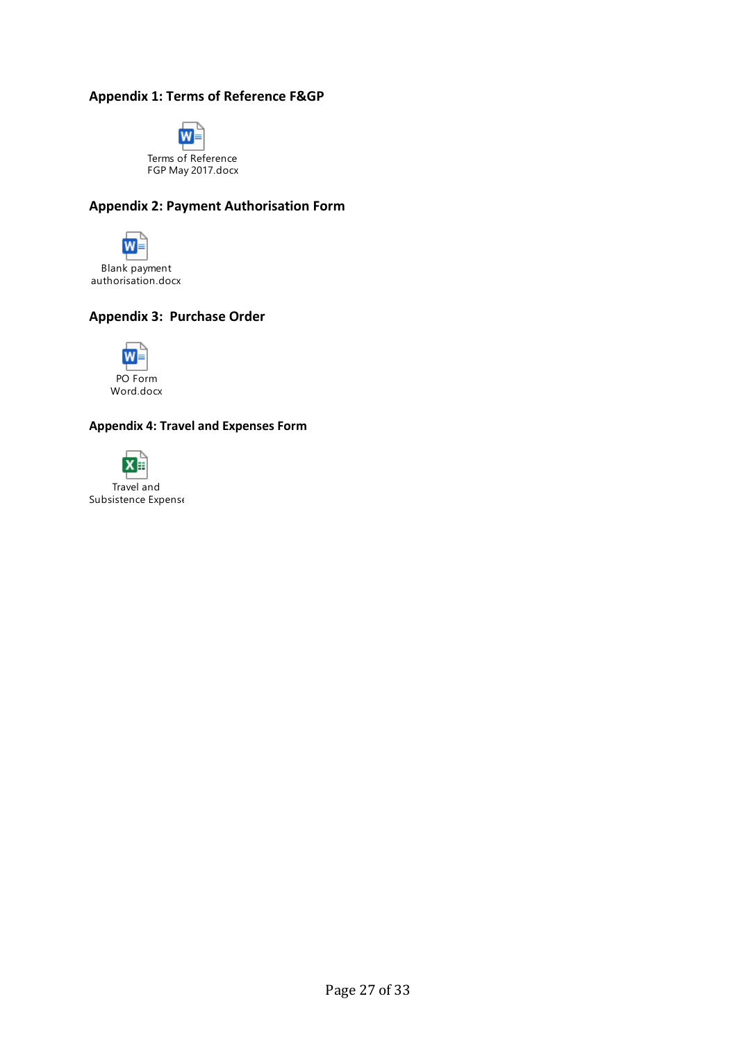**Appendix 1: Terms of Reference F&GP**

Terms of Reference FGP May 2017.docx

**Appendix 2: Payment Authorisation Form**

Blank payment authorisation.docx

**Appendix 3: Purchase Order**

PO Form Word.docx

**Appendix 4: Travel and Expenses Form**

Travel and Subsistence Expense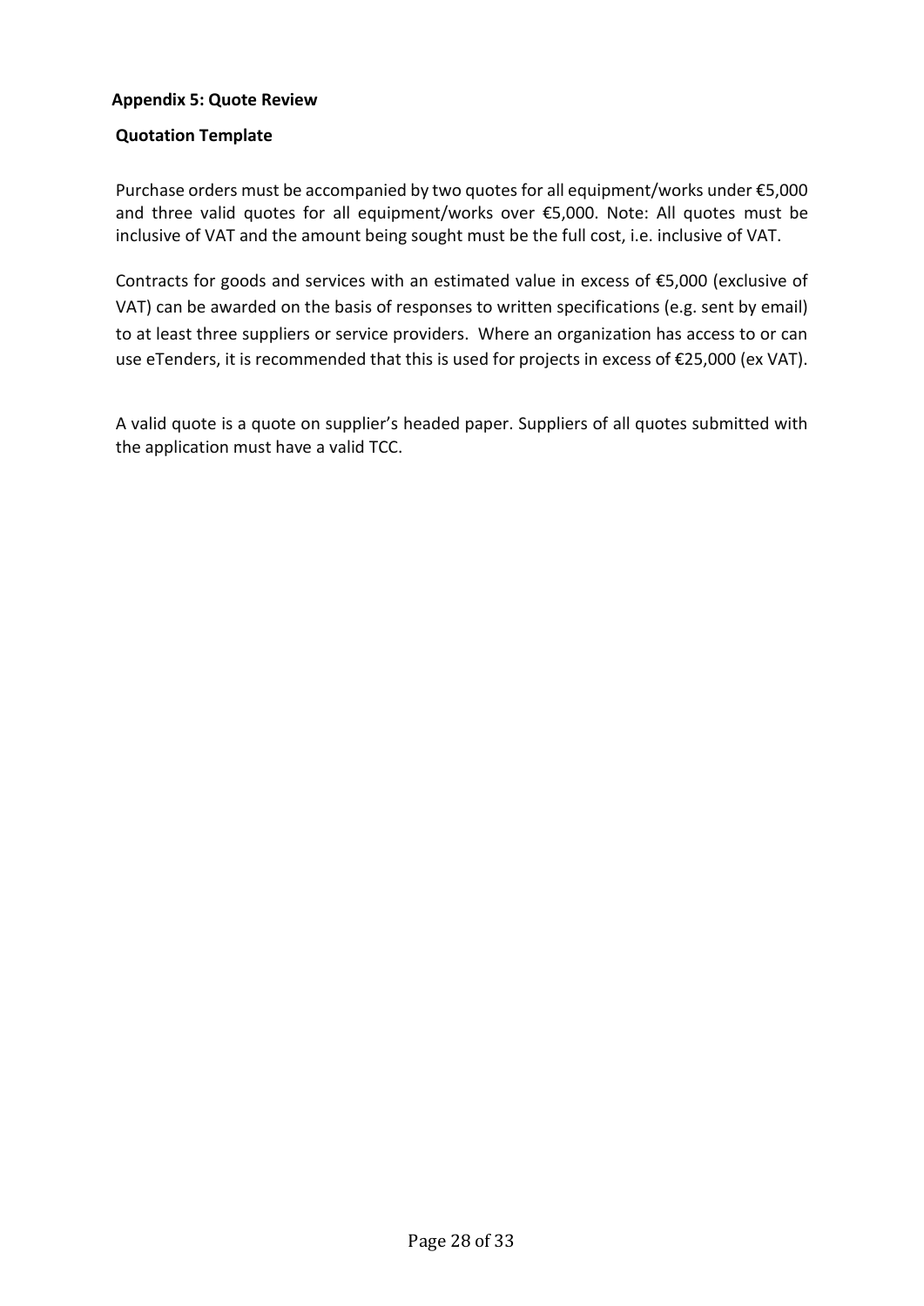## Appendix 5: Quote Review

### Quotation Template

Purchase orders must be accompanied by two quotes for all equipment/works under €5,000 and three valid quotes for all equipment/works over €5,000. Note: All quotes must be inclusive of VAT and the amount being sought must be the full cost, i.e. inclusive of VAT.

Contracts for goods and services with an estimated value in excess of €5,000 (exclusive of VAT) can be awarded on the basis of responses to written specifications (e.g. sent by email) to at least three suppliers or service providers. Where an organization has access to or can use eTenders, it is recommended that this is used for projects in excess of €25,000 (ex VAT).

A valid quote is a quote on supplier's headed paper. Suppliers of all quotes submitted with the application must have a valid TCC.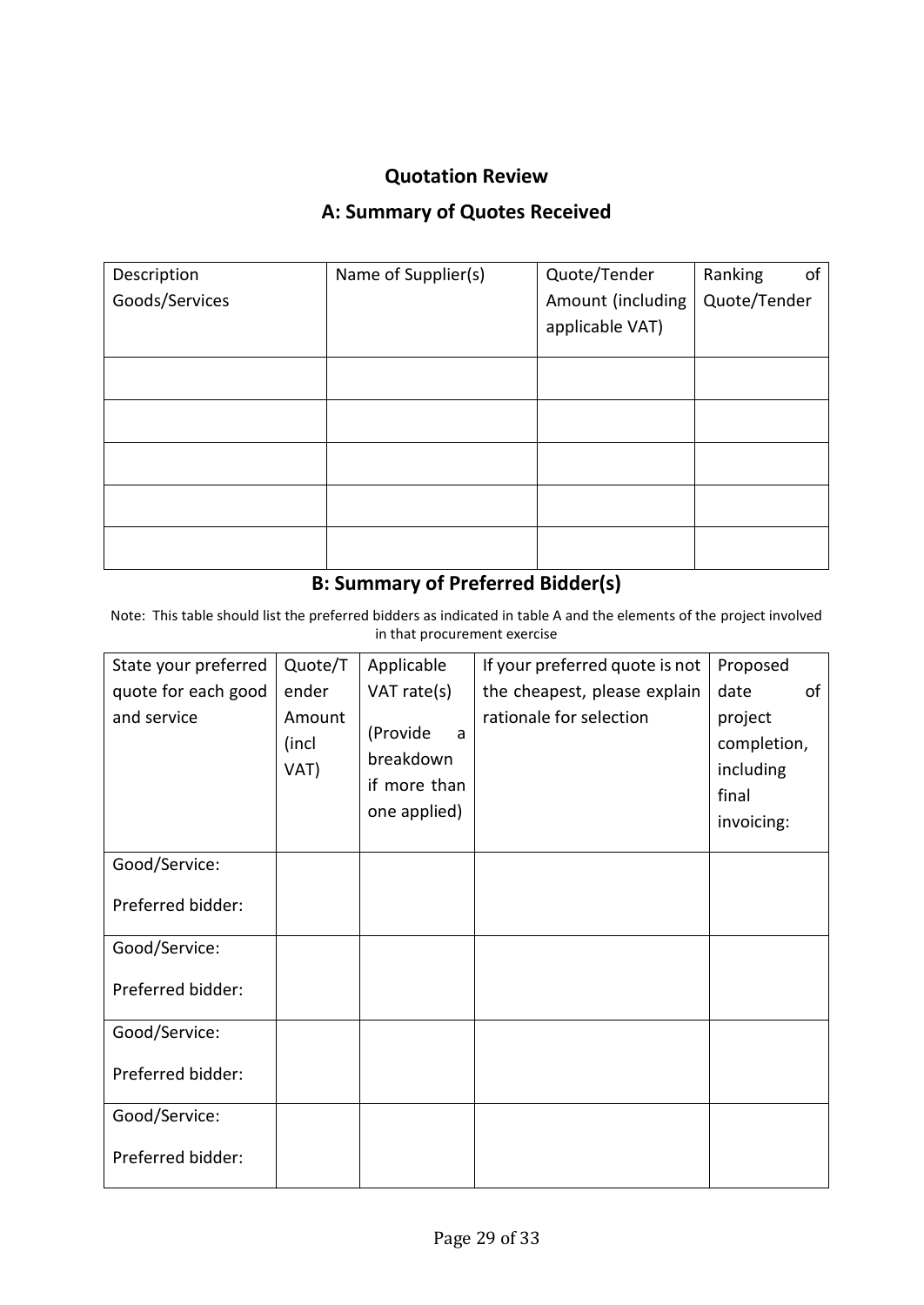## Quotation Review

## A: Summary of Quotes Received

| Description Goods/Services | Name of Supplier(s) | Quote/Tender Amount (including applicable VAT) | Ranking of Quote/Tender |
|---|---|---|---|
| | | | |
| | | | |
| | | | |
| | | | |
| | | | |

## B: Summary of Preferred Bidder(s)

Note: This table should list the preferred bidders as indicated in table A and the elements of the project involved in that procurement exercise

| State your preferred quote for each good and service | Quote/Tender Amount (incl VAT) | Applicable VAT rate(s) (Provide a breakdown if more than one applied) | If your preferred quote is not the cheapest, please explain rationale for selection | Proposed date of project completion, including final invoicing: |
|---|---|---|---|---|
| Good/Service:<br>Preferred bidder: | | | | |
| Good/Service:<br>Preferred bidder: | | | | |
| Good/Service:<br>Preferred bidder: | | | | |
| Good/Service:<br>Preferred bidder: | | | | |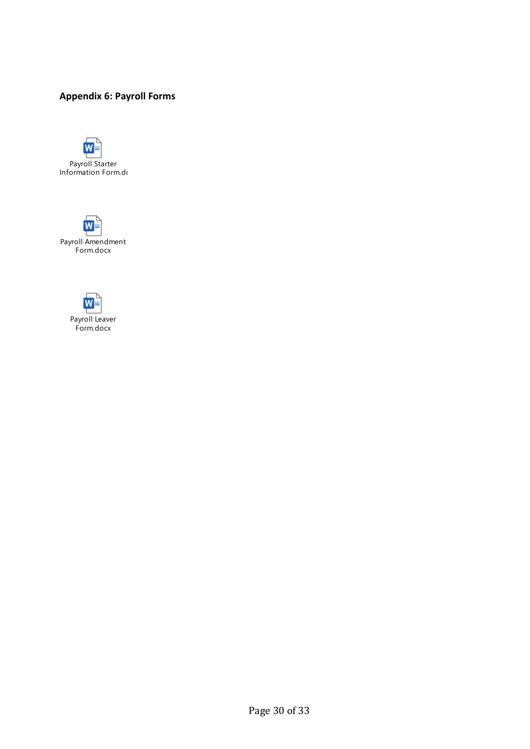## Appendix 6: Payroll Forms

Payroll Starter Information Form.dc

Payroll Amendment Form.docx

Payroll Leaver Form.docx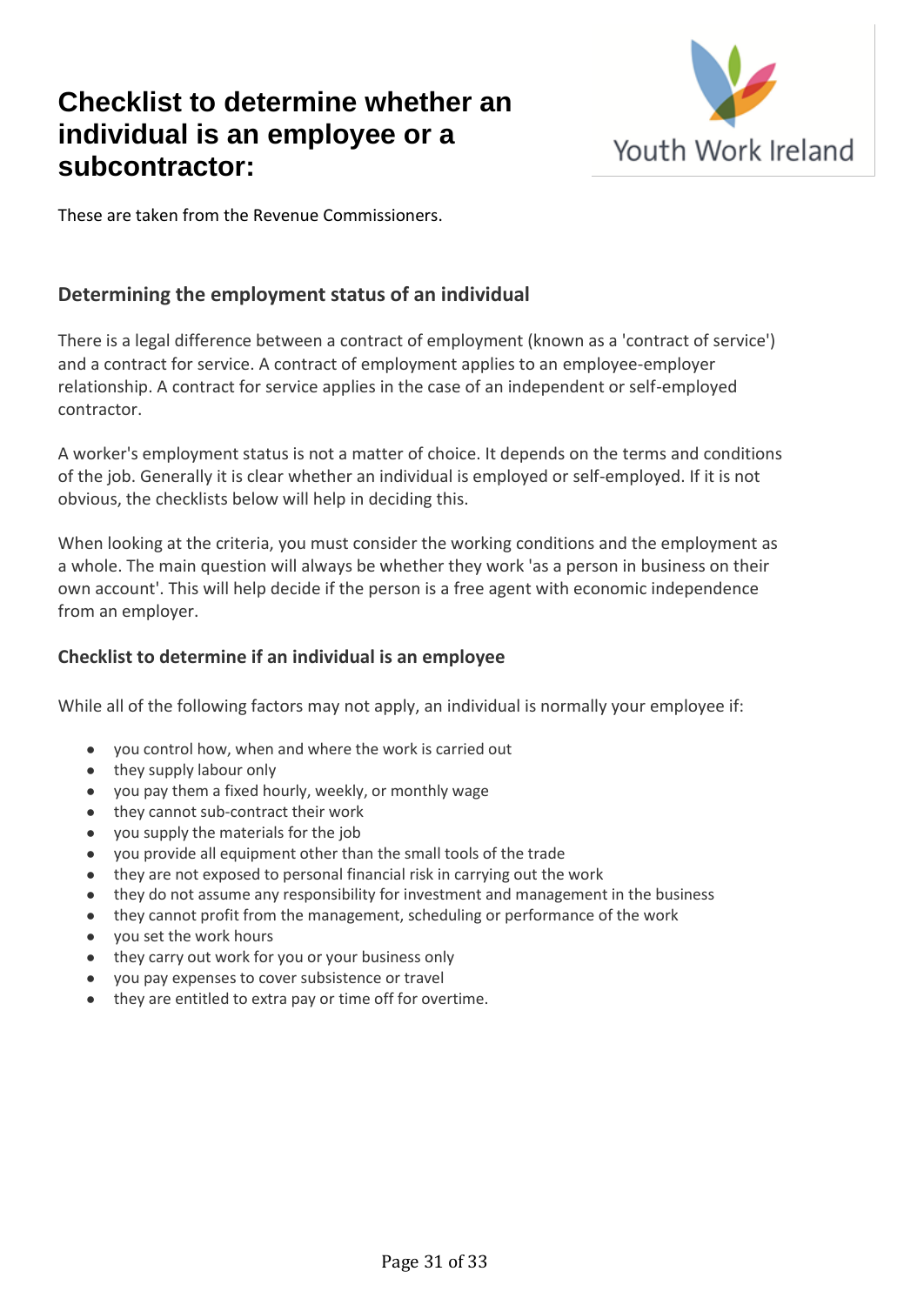# Checklist to determine whether an individual is an employee or a subcontractor:

These are taken from the Revenue Commissioners.

## Determining the employment status of an individual

There is a legal difference between a contract of employment (known as a 'contract of service') and a contract for service. A contract of employment applies to an employee-employer relationship. A contract for service applies in the case of an independent or self-employed contractor.

A worker's employment status is not a matter of choice. It depends on the terms and conditions of the job. Generally it is clear whether an individual is employed or self-employed. If it is not obvious, the checklists below will help in deciding this.

When looking at the criteria, you must consider the working conditions and the employment as a whole. The main question will always be whether they work 'as a person in business on their own account'. This will help decide if the person is a free agent with economic independence from an employer.

### Checklist to determine if an individual is an employee

While all of the following factors may not apply, an individual is normally your employee if:

- you control how, when and where the work is carried out
- they supply labour only
- you pay them a fixed hourly, weekly, or monthly wage
- they cannot sub-contract their work
- you supply the materials for the job
- you provide all equipment other than the small tools of the trade
- they are not exposed to personal financial risk in carrying out the work
- they do not assume any responsibility for investment and management in the business
- they cannot profit from the management, scheduling or performance of the work
- you set the work hours
- they carry out work for you or your business only
- you pay expenses to cover subsistence or travel
- they are entitled to extra pay or time off for overtime.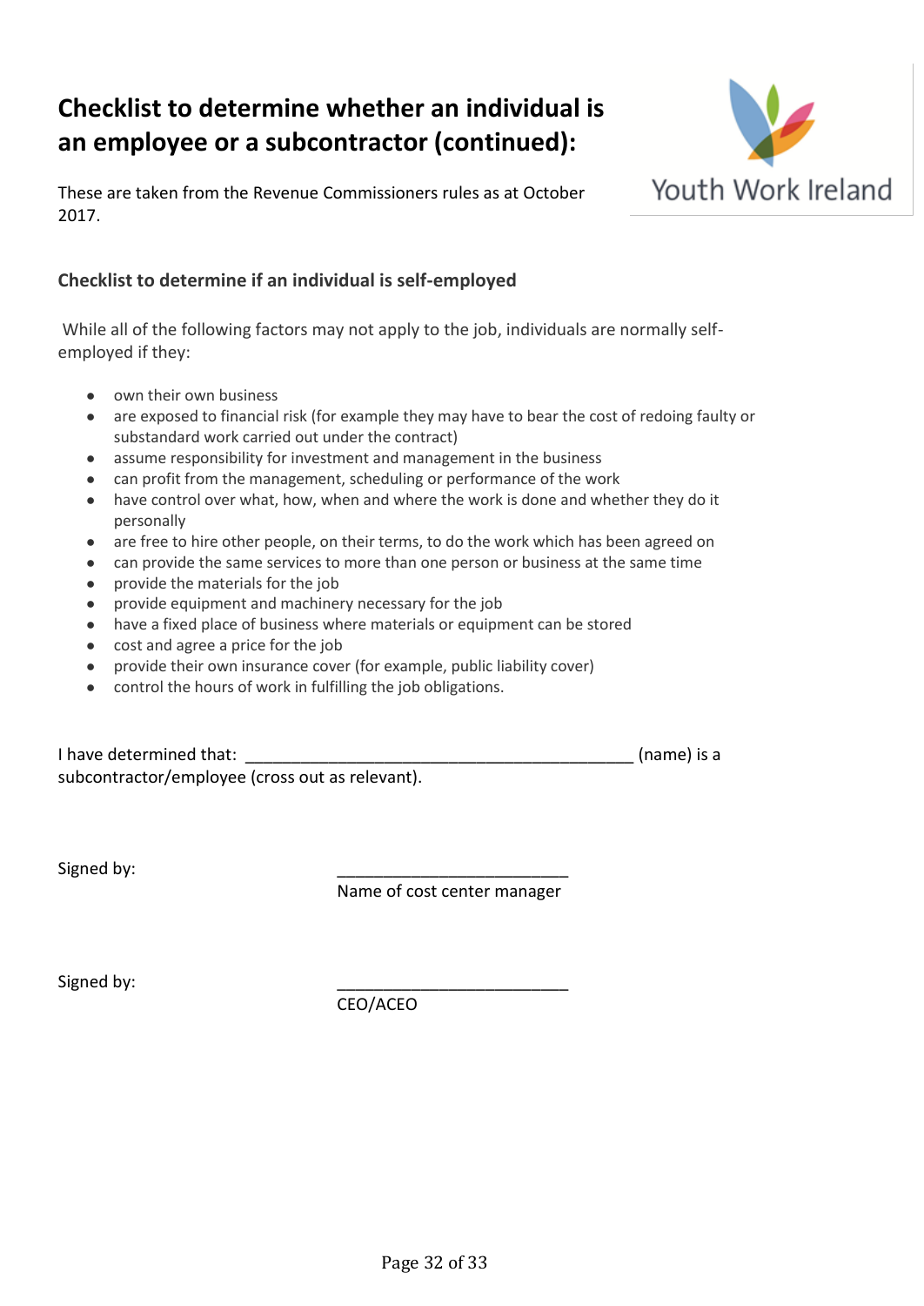# Checklist to determine whether an individual is an employee or a subcontractor (continued):

These are taken from the Revenue Commissioners rules as at October 2017.

### Checklist to determine if an individual is self-employed

While all of the following factors may not apply to the job, individuals are normally self-employed if they:

- own their own business
- are exposed to financial risk (for example they may have to bear the cost of redoing faulty or substandard work carried out under the contract)
- assume responsibility for investment and management in the business
- can profit from the management, scheduling or performance of the work
- have control over what, how, when and where the work is done and whether they do it personally
- are free to hire other people, on their terms, to do the work which has been agreed on
- can provide the same services to more than one person or business at the same time
- provide the materials for the job
- provide equipment and machinery necessary for the job
- have a fixed place of business where materials or equipment can be stored
- cost and agree a price for the job
- provide their own insurance cover (for example, public liability cover)
- control the hours of work in fulfilling the job obligations.

I have determined that: ___________________________________________ (name) is a subcontractor/employee (cross out as relevant).

Signed by: _________________________
Name of cost center manager

Signed by: _________________________
CEO/ACEO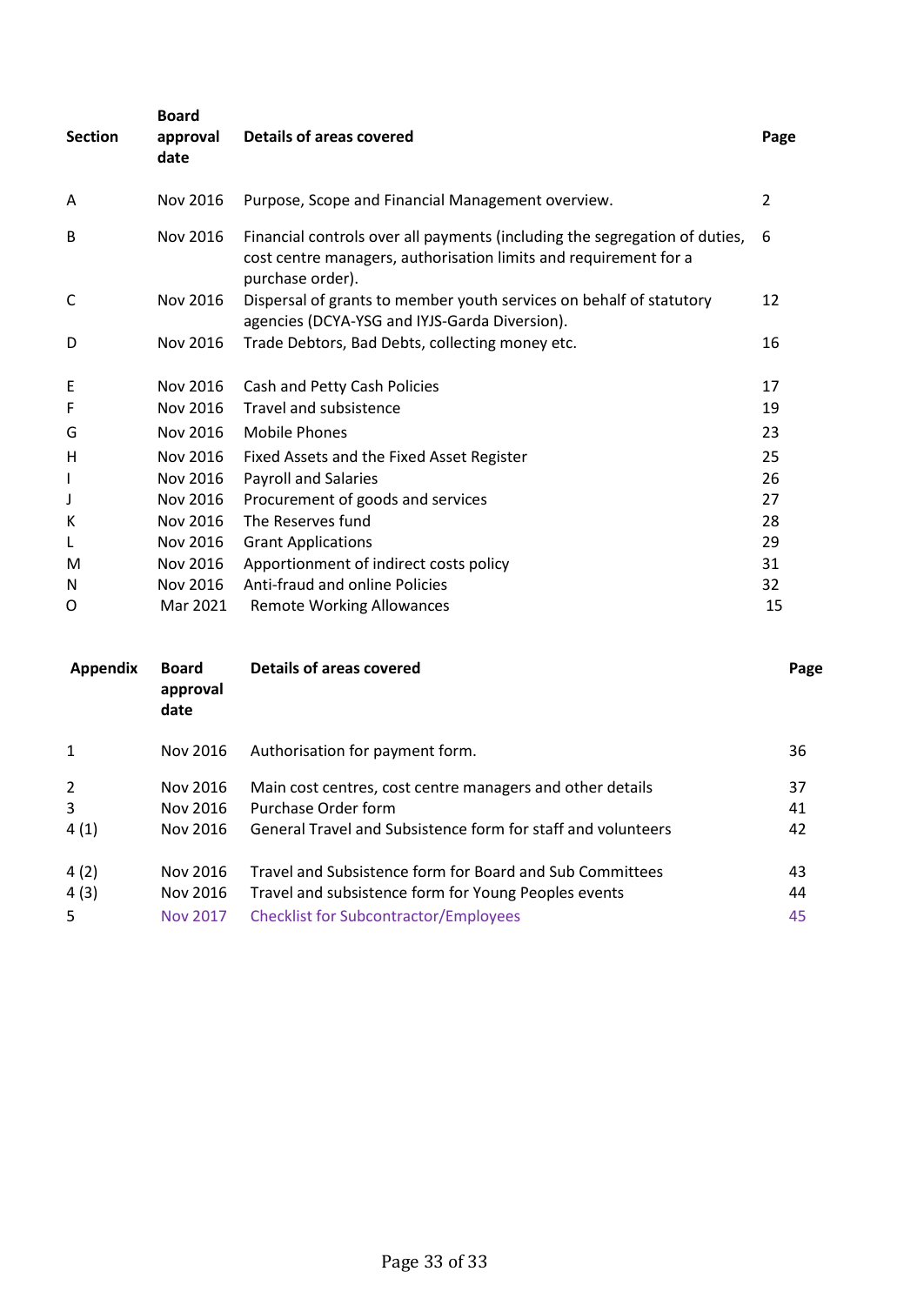| Section | Board approval date | Details of areas covered | Page |
|---|---|---|---|
| A | Nov 2016 | Purpose, Scope and Financial Management overview. | 2 |
| B | Nov 2016 | Financial controls over all payments (including the segregation of duties, cost centre managers, authorisation limits and requirement for a purchase order). | 6 |
| C | Nov 2016 | Dispersal of grants to member youth services on behalf of statutory agencies (DCYA-YSG and IYJS-Garda Diversion). | 12 |
| D | Nov 2016 | Trade Debtors, Bad Debts, collecting money etc. | 16 |
| E | Nov 2016 | Cash and Petty Cash Policies | 17 |
| F | Nov 2016 | Travel and subsistence | 19 |
| G | Nov 2016 | Mobile Phones | 23 |
| H | Nov 2016 | Fixed Assets and the Fixed Asset Register | 25 |
| I | Nov 2016 | Payroll and Salaries | 26 |
| J | Nov 2016 | Procurement of goods and services | 27 |
| K | Nov 2016 | The Reserves fund | 28 |
| L | Nov 2016 | Grant Applications | 29 |
| M | Nov 2016 | Apportionment of indirect costs policy | 31 |
| N | Nov 2016 | Anti-fraud and online Policies | 32 |
| O | Mar 2021 | Remote Working Allowances | 15 |

| Appendix | Board approval date | Details of areas covered | Page |
|---|---|---|---|
| 1 | Nov 2016 | Authorisation for payment form. | 36 |
| 2 | Nov 2016 | Main cost centres, cost centre managers and other details | 37 |
| 3 | Nov 2016 | Purchase Order form | 41 |
| 4 (1) | Nov 2016 | General Travel and Subsistence form for staff and volunteers | 42 |
| 4 (2) | Nov 2016 | Travel and Subsistence form for Board and Sub Committees | 43 |
| 4 (3) | Nov 2016 | Travel and subsistence form for Young Peoples events | 44 |
| 5 | Nov 2017 | Checklist for Subcontractor/Employees | 45 |